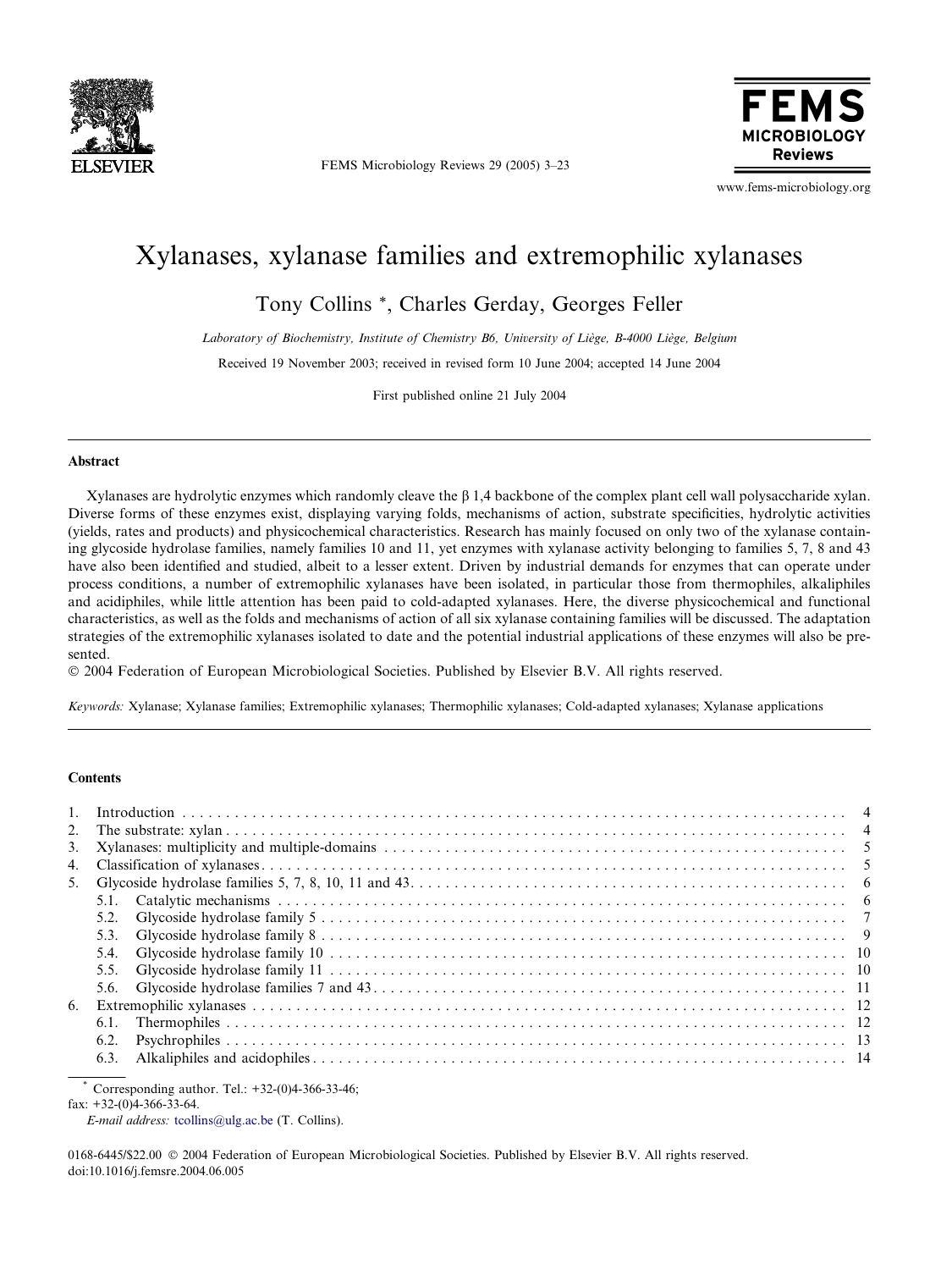# Xylanases, xylanase families and extremophilic xylanases

Tony Collins *, Charles Gerday, Georges Feller

*Laboratory of Biochemistry, Institute of Chemistry B6, University of Liège, B-4000 Liège, Belgium*

Received 19 November 2003; received in revised form 10 June 2004; accepted 14 June 2004

First published online 21 July 2004

## Abstract

Xylanases are hydrolytic enzymes which randomly cleave the β 1,4 backbone of the complex plant cell wall polysaccharide xylan. Diverse forms of these enzymes exist, displaying varying folds, mechanisms of action, substrate specificities, hydrolytic activities (yields, rates and products) and physicochemical characteristics. Research has mainly focused on only two of the xylanase containing glycoside hydrolase families, namely families 10 and 11, yet enzymes with xylanase activity belonging to families 5, 7, 8 and 43 have also been identified and studied, albeit to a lesser extent. Driven by industrial demands for enzymes that can operate under process conditions, a number of extremophilic xylanases have been isolated, in particular those from thermophiles, alkaliphiles and acidiphiles, while little attention has been paid to cold-adapted xylanases. Here, the diverse physicochemical and functional characteristics, as well as the folds and mechanisms of action of all six xylanase containing families will be discussed. The adaptation strategies of the extremophilic xylanases isolated to date and the potential industrial applications of these enzymes will also be presented.

© 2004 Federation of European Microbiological Societies. Published by Elsevier B.V. All rights reserved.

*Keywords:* Xylanase; Xylanase families; Extremophilic xylanases; Thermophilic xylanases; Cold-adapted xylanases; Xylanase applications

## Contents

1. Introduction ..... 4
2. The substrate: xylan ..... 4
3. Xylanases: multiplicity and multiple-domains ..... 5
4. Classification of xylanases ..... 5
5. Glycoside hydrolase families 5, 7, 8, 10, 11 and 43 ..... 6
   - 5.1. Catalytic mechanisms ..... 6
   - 5.2. Glycoside hydrolase family 5 ..... 7
   - 5.3. Glycoside hydrolase family 8 ..... 9
   - 5.4. Glycoside hydrolase family 10 ..... 10
   - 5.5. Glycoside hydrolase family 11 ..... 10
   - 5.6. Glycoside hydrolase families 7 and 43 ..... 11
6. Extremophilic xylanases ..... 12
   - 6.1. Thermophiles ..... 12
   - 6.2. Psychrophiles ..... 13
   - 6.3. Alkaliphiles and acidophiles ..... 14

* Corresponding author. Tel.: +32-(0)4-366-33-46; fax: +32-(0)4-366-33-64.
*E-mail address:* tcollins@ulg.ac.be (T. Collins).

0168-6445/$22.00 © 2004 Federation of European Microbiological Societies. Published by Elsevier B.V. All rights reserved.
doi:10.1016/j.femsre.2004.06.005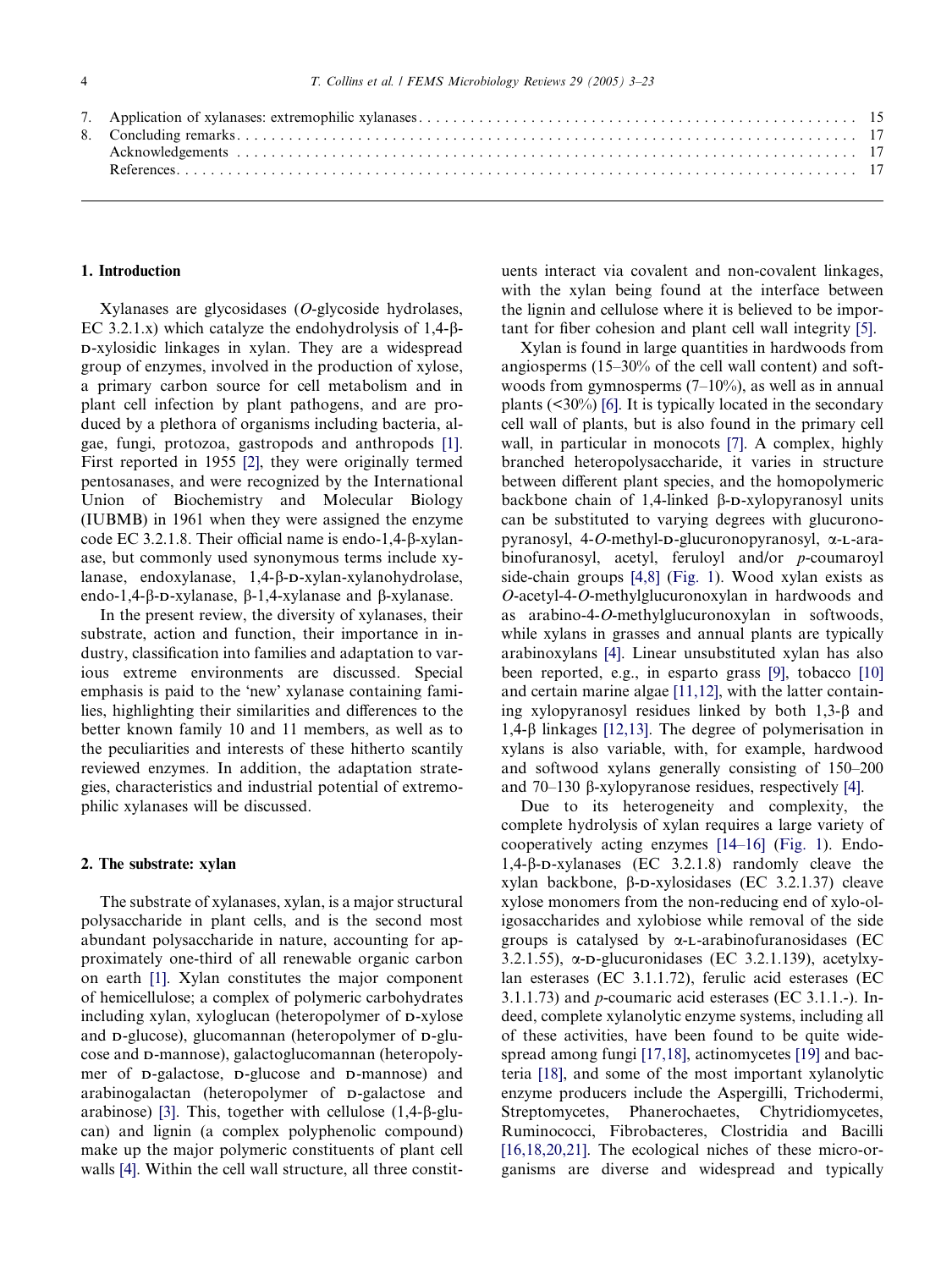7. Application of xylanases: extremophilic xylanases . . . . . . . . . . . . . . . . . . . . . . . . . . . . . . . . . . . . . . . . . . . . . . . . . . . . . 15
8. Concluding remarks . . . . . . . . . . . . . . . . . . . . . . . . . . . . . . . . . . . . . . . . . . . . . . . . . . . . . . . . . . . . . . . . . . . . . . . . . . . . 17
Acknowledgements . . . . . . . . . . . . . . . . . . . . . . . . . . . . . . . . . . . . . . . . . . . . . . . . . . . . . . . . . . . . . . . . . . . . . . . . . . . . . 17
References . . . . . . . . . . . . . . . . . . . . . . . . . . . . . . . . . . . . . . . . . . . . . . . . . . . . . . . . . . . . . . . . . . . . . . . . . . . . . . . . . . 17

## 1. Introduction

Xylanases are glycosidases (*O*-glycoside hydrolases, EC 3.2.1.x) which catalyze the endohydrolysis of 1,4-β-D-xylosidic linkages in xylan. They are a widespread group of enzymes, involved in the production of xylose, a primary carbon source for cell metabolism and in plant cell infection by plant pathogens, and are produced by a plethora of organisms including bacteria, algae, fungi, protozoa, gastropods and anthropods [1]. First reported in 1955 [2], they were originally termed pentosanases, and were recognized by the International Union of Biochemistry and Molecular Biology (IUBMB) in 1961 when they were assigned the enzyme code EC 3.2.1.8. Their official name is endo-1,4-β-xylanase, but commonly used synonymous terms include xylanase, endoxylanase, 1,4-β-D-xylan-xylanohydrolase, endo-1,4-β-D-xylanase, β-1,4-xylanase and β-xylanase.

In the present review, the diversity of xylanases, their substrate, action and function, their importance in industry, classification into families and adaptation to various extreme environments are discussed. Special emphasis is paid to the 'new' xylanase containing families, highlighting their similarities and differences to the better known family 10 and 11 members, as well as to the peculiarities and interests of these hitherto scantily reviewed enzymes. In addition, the adaptation strategies, characteristics and industrial potential of extremophilic xylanases will be discussed.

## 2. The substrate: xylan

The substrate of xylanases, xylan, is a major structural polysaccharide in plant cells, and is the second most abundant polysaccharide in nature, accounting for approximately one-third of all renewable organic carbon on earth [1]. Xylan constitutes the major component of hemicellulose; a complex of polymeric carbohydrates including xylan, xyloglucan (heteropolymer of D-xylose and D-glucose), glucomannan (heteropolymer of D-glucose and D-mannose), galactoglucomannan (heteropolymer of D-galactose, D-glucose and D-mannose) and arabinogalactan (heteropolymer of D-galactose and arabinose) [3]. This, together with cellulose (1,4-β-glucan) and lignin (a complex polyphenolic compound) make up the major polymeric constituents of plant cell walls [4]. Within the cell wall structure, all three constituents interact via covalent and non-covalent linkages, with the xylan being found at the interface between the lignin and cellulose where it is believed to be important for fiber cohesion and plant cell wall integrity [5].

Xylan is found in large quantities in hardwoods from angiosperms (15–30% of the cell wall content) and softwoods from gymnosperms (7–10%), as well as in annual plants (<30%) [6]. It is typically located in the secondary cell wall of plants, but is also found in the primary cell wall, in particular in monocots [7]. A complex, highly branched heteropolysaccharide, it varies in structure between different plant species, and the homopolymeric backbone chain of 1,4-linked β-D-xylopyranosyl units can be substituted to varying degrees with glucuronopyranosyl, 4-*O*-methyl-D-glucuronopyranosyl, α-L-arabinofuranosyl, acetyl, feruloyl and/or *p*-coumaroyl side-chain groups [4,8] (Fig. 1). Wood xylan exists as *O*-acetyl-4-*O*-methylglucuronoxylan in hardwoods and as arabino-4-*O*-methylglucuronoxylan in softwoods, while xylans in grasses and annual plants are typically arabinoxylans [4]. Linear unsubstituted xylan has also been reported, e.g., in esparto grass [9], tobacco [10] and certain marine algae [11,12], with the latter containing xylopyranosyl residues linked by both 1,3-β and 1,4-β linkages [12,13]. The degree of polymerisation in xylans is also variable, with, for example, hardwood and softwood xylans generally consisting of 150–200 and 70–130 β-xylopyranose residues, respectively [4].

Due to its heterogeneity and complexity, the complete hydrolysis of xylan requires a large variety of cooperatively acting enzymes [14–16] (Fig. 1). Endo-1,4-β-D-xylanases (EC 3.2.1.8) randomly cleave the xylan backbone, β-D-xylosidases (EC 3.2.1.37) cleave xylose monomers from the non-reducing end of xylo-oligosaccharides and xylobiose while removal of the side groups is catalysed by α-L-arabinofuranosidases (EC 3.2.1.55), α-D-glucuronidases (EC 3.2.1.139), acetylxylan esterases (EC 3.1.1.72), ferulic acid esterases (EC 3.1.1.73) and *p*-coumaric acid esterases (EC 3.1.1.-). Indeed, complete xylanolytic enzyme systems, including all of these activities, have been found to be quite widespread among fungi [17,18], actinomycetes [19] and bacteria [18], and some of the most important xylanolytic enzyme producers include the Aspergilli, Trichodermi, Streptomycetes, Phanerochaetes, Chytridiomycetes, Ruminococci, Fibrobacteres, Clostridia and Bacilli [16,18,20,21]. The ecological niches of these micro-organisms are diverse and widespread and typically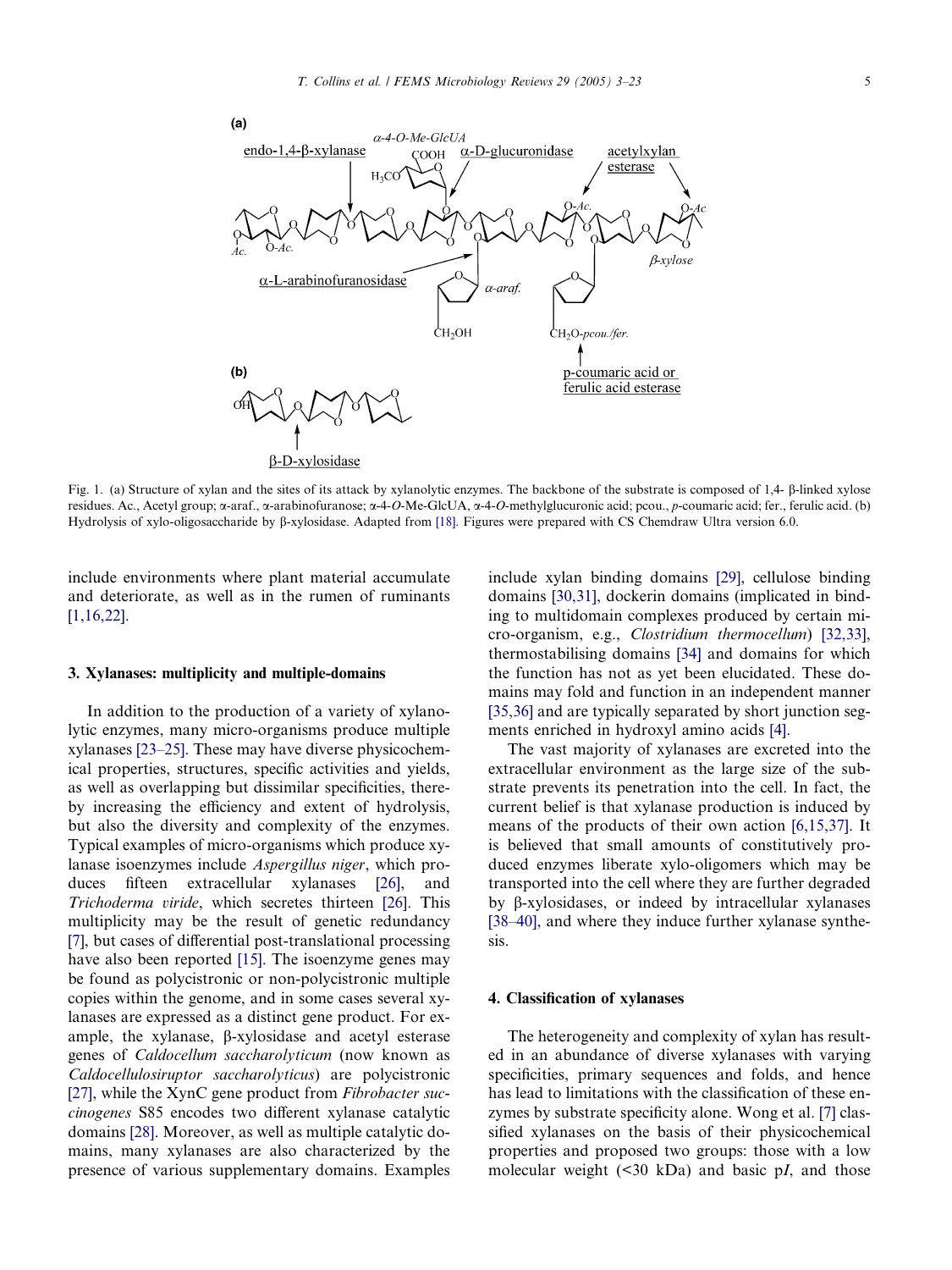Fig. 1. (a) Structure of xylan and the sites of its attack by xylanolytic enzymes. The backbone of the substrate is composed of 1,4- β-linked xylose residues. Ac., Acetyl group; α-araf., α-arabinofuranose; α-4-*O*-Me-GlcUA, α-4-*O*-methylglucuronic acid; pcou., *p*-coumaric acid; fer., ferulic acid. (b) Hydrolysis of xylo-oligosaccharide by β-xylosidase. Adapted from [18]. Figures were prepared with CS Chemdraw Ultra version 6.0.

include environments where plant material accumulate and deteriorate, as well as in the rumen of ruminants [1,16,22].

## 3. Xylanases: multiplicity and multiple-domains

In addition to the production of a variety of xylanolytic enzymes, many micro-organisms produce multiple xylanases [23–25]. These may have diverse physicochemical properties, structures, specific activities and yields, as well as overlapping but dissimilar specificities, thereby increasing the efficiency and extent of hydrolysis, but also the diversity and complexity of the enzymes. Typical examples of micro-organisms which produce xylanase isoenzymes include *Aspergillus niger*, which produces fifteen extracellular xylanases [26], and *Trichoderma viride*, which secretes thirteen [26]. This multiplicity may be the result of genetic redundancy [7], but cases of differential post-translational processing have also been reported [15]. The isoenzyme genes may be found as polycistronic or non-polycistronic multiple copies within the genome, and in some cases several xylanases are expressed as a distinct gene product. For example, the xylanase, β-xylosidase and acetyl esterase genes of *Caldocellum saccharolyticum* (now known as *Caldocellulosiruptor saccharolyticus*) are polycistronic [27], while the XynC gene product from *Fibrobacter succinogenes* S85 encodes two different xylanase catalytic domains [28]. Moreover, as well as multiple catalytic domains, many xylanases are also characterized by the presence of various supplementary domains. Examples include xylan binding domains [29], cellulose binding domains [30,31], dockerin domains (implicated in binding to multidomain complexes produced by certain micro-organism, e.g., *Clostridium thermocellum*) [32,33], thermostabilising domains [34] and domains for which the function has not as yet been elucidated. These domains may fold and function in an independent manner [35,36] and are typically separated by short junction segments enriched in hydroxyl amino acids [4].

The vast majority of xylanases are excreted into the extracellular environment as the large size of the substrate prevents its penetration into the cell. In fact, the current belief is that xylanase production is induced by means of the products of their own action [6,15,37]. It is believed that small amounts of constitutively produced enzymes liberate xylo-oligomers which may be transported into the cell where they are further degraded by β-xylosidases, or indeed by intracellular xylanases [38–40], and where they induce further xylanase synthesis.

## 4. Classification of xylanases

The heterogeneity and complexity of xylan has resulted in an abundance of diverse xylanases with varying specificities, primary sequences and folds, and hence has lead to limitations with the classification of these enzymes by substrate specificity alone. Wong et al. [7] classified xylanases on the basis of their physicochemical properties and proposed two groups: those with a low molecular weight (<30 kDa) and basic p*I*, and those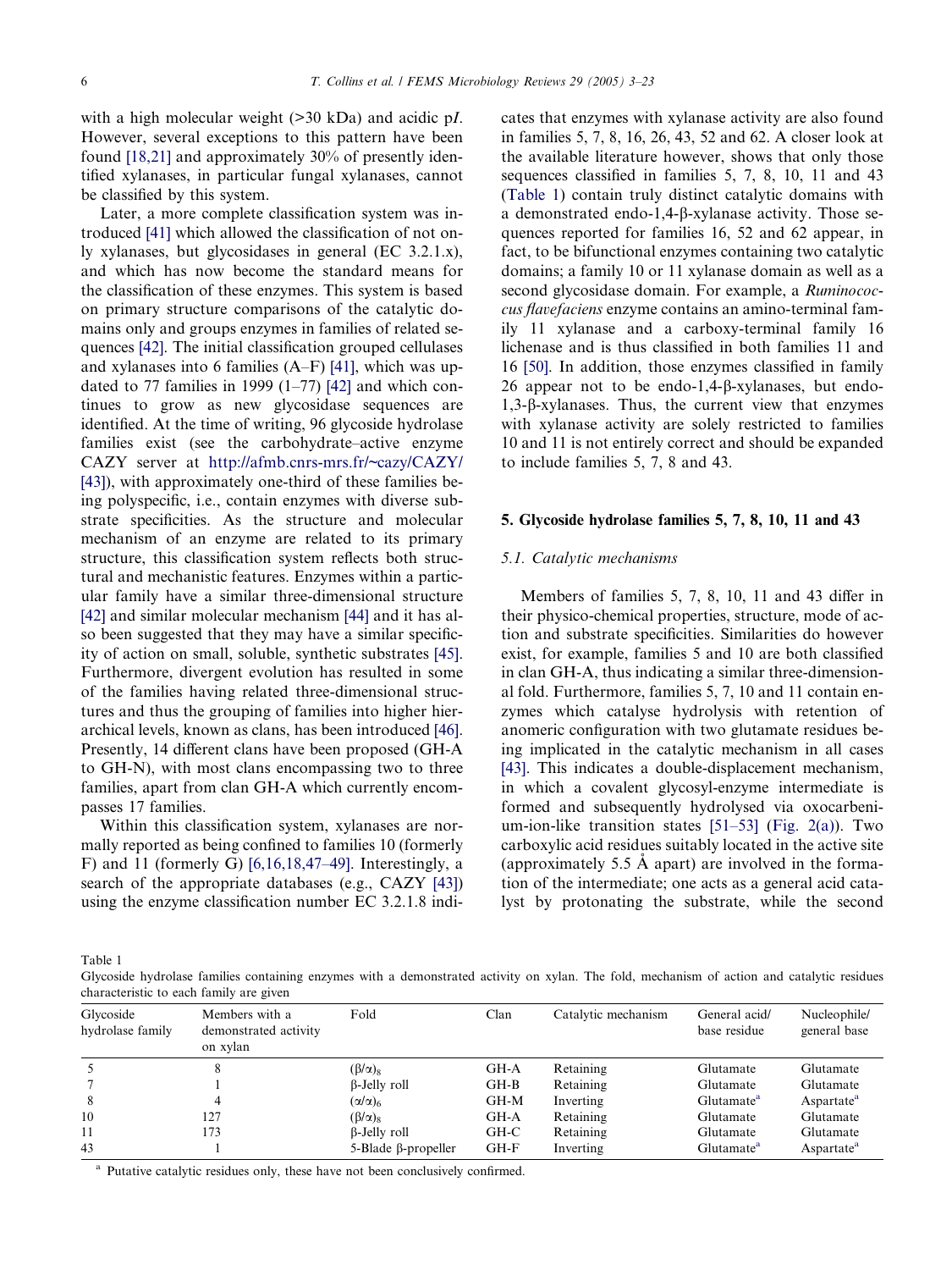with a high molecular weight (>30 kDa) and acidic p*I*. However, several exceptions to this pattern have been found [18,21] and approximately 30% of presently identified xylanases, in particular fungal xylanases, cannot be classified by this system.

Later, a more complete classification system was introduced [41] which allowed the classification of not only xylanases, but glycosidases in general (EC 3.2.1.x), and which has now become the standard means for the classification of these enzymes. This system is based on primary structure comparisons of the catalytic domains only and groups enzymes in families of related sequences [42]. The initial classification grouped cellulases and xylanases into 6 families (A–F) [41], which was updated to 77 families in 1999 (1–77) [42] and which continues to grow as new glycosidase sequences are identified. At the time of writing, 96 glycoside hydrolase families exist (see the carbohydrate–active enzyme CAZY server at http://afmb.cnrs-mrs.fr/~cazy/CAZY/ [43]), with approximately one-third of these families being polyspecific, i.e., contain enzymes with diverse substrate specificities. As the structure and molecular mechanism of an enzyme are related to its primary structure, this classification system reflects both structural and mechanistic features. Enzymes within a particular family have a similar three-dimensional structure [42] and similar molecular mechanism [44] and it has also been suggested that they may have a similar specificity of action on small, soluble, synthetic substrates [45]. Furthermore, divergent evolution has resulted in some of the families having related three-dimensional structures and thus the grouping of families into higher hierarchical levels, known as clans, has been introduced [46]. Presently, 14 different clans have been proposed (GH-A to GH-N), with most clans encompassing two to three families, apart from clan GH-A which currently encompasses 17 families.

Within this classification system, xylanases are normally reported as being confined to families 10 (formerly F) and 11 (formerly G) [6,16,18,47–49]. Interestingly, a search of the appropriate databases (e.g., CAZY [43]) using the enzyme classification number EC 3.2.1.8 indicates that enzymes with xylanase activity are also found in families 5, 7, 8, 16, 26, 43, 52 and 62. A closer look at the available literature however, shows that only those sequences classified in families 5, 7, 8, 10, 11 and 43 (Table 1) contain truly distinct catalytic domains with a demonstrated endo-1,4-β-xylanase activity. Those sequences reported for families 16, 52 and 62 appear, in fact, to be bifunctional enzymes containing two catalytic domains; a family 10 or 11 xylanase domain as well as a second glycosidase domain. For example, a *Ruminococcus flavefaciens* enzyme contains an amino-terminal family 11 xylanase and a carboxy-terminal family 16 lichenase and is thus classified in both families 11 and 16 [50]. In addition, those enzymes classified in family 26 appear not to be endo-1,4-β-xylanases, but endo-1,3-β-xylanases. Thus, the current view that enzymes with xylanase activity are solely restricted to families 10 and 11 is not entirely correct and should be expanded to include families 5, 7, 8 and 43.

## 5. Glycoside hydrolase families 5, 7, 8, 10, 11 and 43

### 5.1. Catalytic mechanisms

Members of families 5, 7, 8, 10, 11 and 43 differ in their physico-chemical properties, structure, mode of action and substrate specificities. Similarities do however exist, for example, families 5 and 10 are both classified in clan GH-A, thus indicating a similar three-dimensional fold. Furthermore, families 5, 7, 10 and 11 contain enzymes which catalyse hydrolysis with retention of anomeric configuration with two glutamate residues being implicated in the catalytic mechanism in all cases [43]. This indicates a double-displacement mechanism, in which a covalent glycosyl-enzyme intermediate is formed and subsequently hydrolysed via oxocarbenium-ion-like transition states [51–53] (Fig. 2(a)). Two carboxylic acid residues suitably located in the active site (approximately 5.5 Å apart) are involved in the formation of the intermediate; one acts as a general acid catalyst by protonating the substrate, while the second

Table 1
Glycoside hydrolase families containing enzymes with a demonstrated activity on xylan. The fold, mechanism of action and catalytic residues characteristic to each family are given

| Glycoside hydrolase family | Members with a demonstrated activity on xylan | Fold | Clan | Catalytic mechanism | General acid/ base residue | Nucleophile/ general base |
|---|---|---|---|---|---|---|
| 5 | 8 | $(\beta/\alpha)_8$ | GH-A | Retaining | Glutamate | Glutamate |
| 7 | 1 | β-Jelly roll | GH-B | Retaining | Glutamate | Glutamate |
| 8 | 4 | $(\alpha/\alpha)_6$ | GH-M | Inverting | Glutamate[a] | Aspartate[a] |
| 10 | 127 | $(\beta/\alpha)_8$ | GH-A | Retaining | Glutamate | Glutamate |
| 11 | 173 | β-Jelly roll | GH-C | Retaining | Glutamate | Glutamate |
| 43 | 1 | 5-Blade β-propeller | GH-F | Inverting | Glutamate[a] | Aspartate[a] |

[a] Putative catalytic residues only, these have not been conclusively confirmed.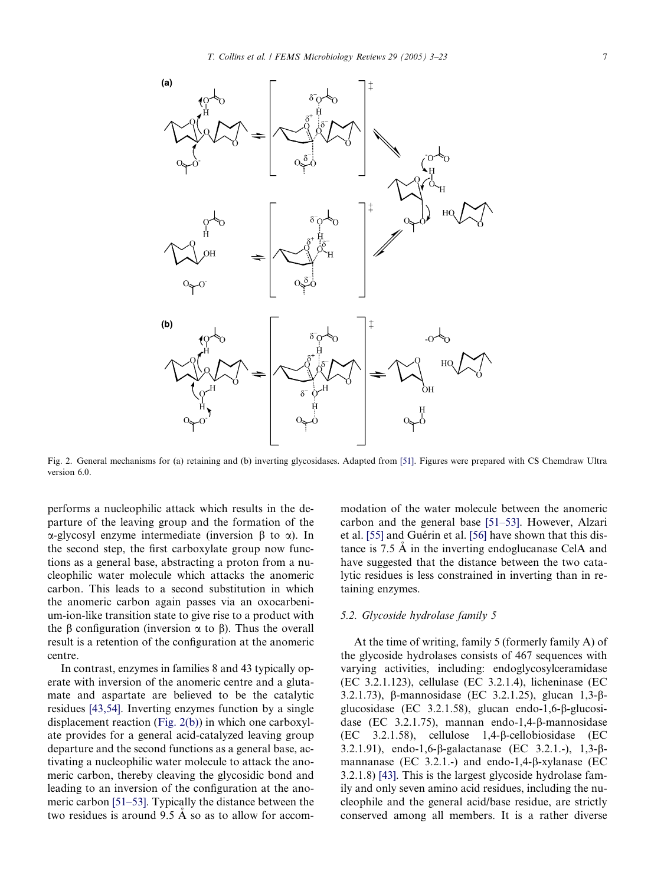Fig. 2. General mechanisms for (a) retaining and (b) inverting glycosidases. Adapted from [51]. Figures were prepared with CS Chemdraw Ultra version 6.0.

performs a nucleophilic attack which results in the departure of the leaving group and the formation of the α-glycosyl enzyme intermediate (inversion β to α). In the second step, the first carboxylate group now functions as a general base, abstracting a proton from a nucleophilic water molecule which attacks the anomeric carbon. This leads to a second substitution in which the anomeric carbon again passes via an oxocarbenium-ion-like transition state to give rise to a product with the β configuration (inversion α to β). Thus the overall result is a retention of the configuration at the anomeric centre.

In contrast, enzymes in families 8 and 43 typically operate with inversion of the anomeric centre and a glutamate and aspartate are believed to be the catalytic residues [43,54]. Inverting enzymes function by a single displacement reaction (Fig. 2(b)) in which one carboxylate provides for a general acid-catalyzed leaving group departure and the second functions as a general base, activating a nucleophilic water molecule to attack the anomeric carbon, thereby cleaving the glycosidic bond and leading to an inversion of the configuration at the anomeric carbon [51–53]. Typically the distance between the two residues is around 9.5 Å so as to allow for accommodation of the water molecule between the anomeric carbon and the general base [51–53]. However, Alzari et al. [55] and Guérin et al. [56] have shown that this distance is 7.5 Å in the inverting endoglucanase CelA and have suggested that the distance between the two catalytic residues is less constrained in inverting than in retaining enzymes.

### 5.2. Glycoside hydrolase family 5

At the time of writing, family 5 (formerly family A) of the glycoside hydrolases consists of 467 sequences with varying activities, including: endoglycosylceramidase (EC 3.2.1.123), cellulase (EC 3.2.1.4), licheninase (EC 3.2.1.73), β-mannosidase (EC 3.2.1.25), glucan 1,3-β-glucosidase (EC 3.2.1.58), glucan endo-1,6-β-glucosidase (EC 3.2.1.75), mannan endo-1,4-β-mannosidase (EC 3.2.1.58), cellulose 1,4-β-cellobiosidase (EC 3.2.1.91), endo-1,6-β-galactanase (EC 3.2.1.-), 1,3-β-mannanase (EC 3.2.1.-) and endo-1,4-β-xylanase (EC 3.2.1.8) [43]. This is the largest glycoside hydrolase family and only seven amino acid residues, including the nucleophile and the general acid/base residue, are strictly conserved among all members. It is a rather diverse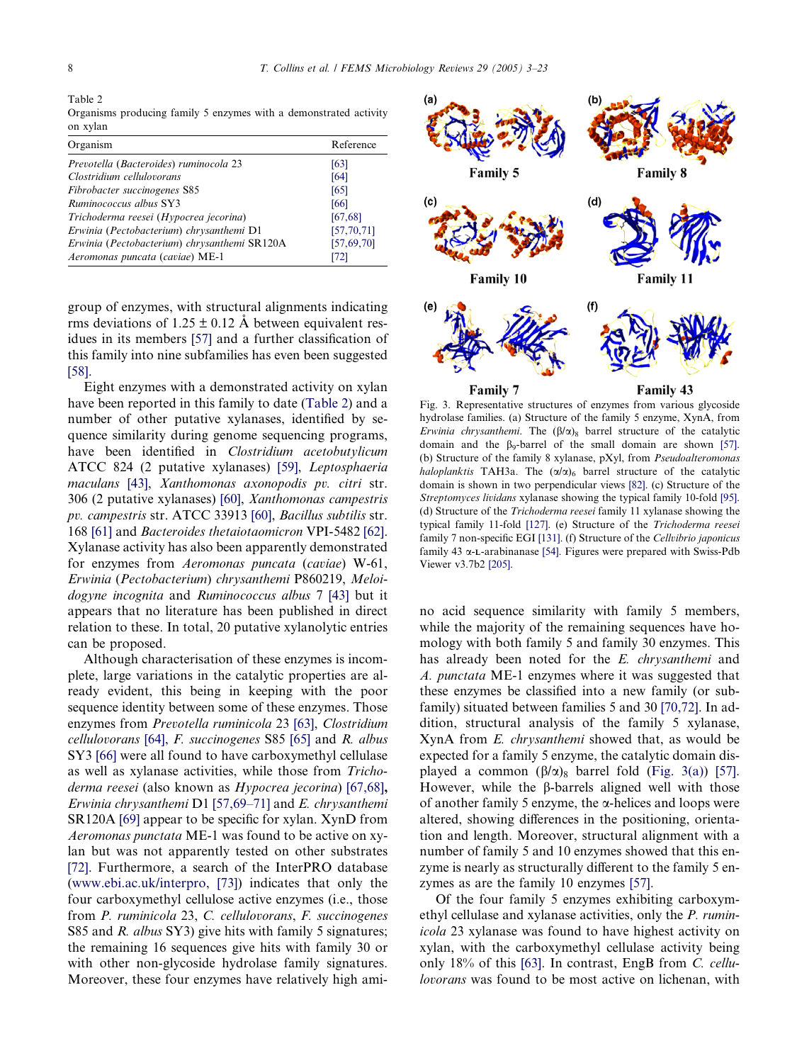Table 2
Organisms producing family 5 enzymes with a demonstrated activity on xylan

| Organism | Reference |
|---|---|
| *Prevotella* (*Bacteroides*) *ruminocola* 23 | [63] |
| *Clostridium cellulovorans* | [64] |
| *Fibrobacter succinogenes* S85 | [65] |
| *Ruminococcus albus* SY3 | [66] |
| *Trichoderma reesei* (*Hypocrea jecorina*) | [67,68] |
| *Erwinia* (*Pectobacterium*) *chrysanthemi* D1 | [57,70,71] |
| *Erwinia* (*Pectobacterium*) *chrysanthemi* SR120A | [57,69,70] |
| *Aeromonas puncata* (*caviae*) ME-1 | [72] |

group of enzymes, with structural alignments indicating rms deviations of $1.25 \pm 0.12$ Å between equivalent residues in its members [57] and a further classification of this family into nine subfamilies has even been suggested [58].

Eight enzymes with a demonstrated activity on xylan have been reported in this family to date (Table 2) and a number of other putative xylanases, identified by sequence similarity during genome sequencing programs, have been identified in *Clostridium acetobutylicum* ATCC 824 (2 putative xylanases) [59], *Leptosphaeria maculans* [43], *Xanthomonas axonopodis pv. citri* str. 306 (2 putative xylanases) [60], *Xanthomonas campestris pv. campestris* str. ATCC 33913 [60], *Bacillus subtilis* str. 168 [61] and *Bacteroides thetaiotaomicron* VPI-5482 [62]. Xylanase activity has also been apparently demonstrated for enzymes from *Aeromonas puncata* (*caviae*) W-61, *Erwinia* (*Pectobacterium*) *chrysanthemi* P860219, *Meloidogyne incognita* and *Ruminococcus albus* 7 [43] but it appears that no literature has been published in direct relation to these. In total, 20 putative xylanolytic entries can be proposed.

Although characterisation of these enzymes is incomplete, large variations in the catalytic properties are already evident, this being in keeping with the poor sequence identity between some of these enzymes. Those enzymes from *Prevotella ruminicola* 23 [63], *Clostridium cellulovorans* [64], *F. succinogenes* S85 [65] and *R. albus* SY3 [66] were all found to have carboxymethyl cellulase as well as xylanase activities, while those from *Trichoderma reesei* (also known as *Hypocrea jecorina*) [67,68], *Erwinia chrysanthemi* D1 [57,69–71] and *E. chrysanthemi* SR120A [69] appear to be specific for xylan. XynD from *Aeromonas punctata* ME-1 was found to be active on xylan but was not apparently tested on other substrates [72]. Furthermore, a search of the InterPRO database (www.ebi.ac.uk/interpro, [73]) indicates that only the four carboxymethyl cellulose active enzymes (i.e., those from *P. ruminicola* 23, *C. cellulovorans*, *F. succinogenes* S85 and *R. albus* SY3) give hits with family 5 signatures; the remaining 16 sequences give hits with family 30 or with other non-glycoside hydrolase family signatures. Moreover, these four enzymes have relatively high amino acid sequence similarity with family 5 members, while the majority of the remaining sequences have homology with both family 5 and family 30 enzymes. This has already been noted for the *E. chrysanthemi* and *A. punctata* ME-1 enzymes where it was suggested that these enzymes be classified into a new family (or subfamily) situated between families 5 and 30 [70,72]. In addition, structural analysis of the family 5 xylanase, XynA from *E. chrysanthemi* showed that, as would be expected for a family 5 enzyme, the catalytic domain displayed a common $(\beta/\alpha)_8$ barrel fold (Fig. 3(a)) [57]. However, while the β-barrels aligned well with those of another family 5 enzyme, the α-helices and loops were altered, showing differences in the positioning, orientation and length. Moreover, structural alignment with a number of family 5 and 10 enzymes showed that this enzyme is nearly as structurally different to the family 5 enzymes as are the family 10 enzymes [57].

Fig. 3. Representative structures of enzymes from various glycoside hydrolase families. (a) Structure of the family 5 enzyme, XynA, from *Erwinia chrysanthemi*. The $(\beta/\alpha)_8$ barrel structure of the catalytic domain and the $\beta_9$-barrel of the small domain are shown [57]. (b) Structure of the family 8 xylanase, pXyl, from *Pseudoalteromonas haloplanktis* TAH3a. The $(\alpha/\alpha)_6$ barrel structure of the catalytic domain is shown in two perpendicular views [82]. (c) Structure of the *Streptomyces lividans* xylanase showing the typical family 10-fold [95]. (d) Structure of the *Trichoderma reesei* family 11 xylanase showing the typical family 11-fold [127]. (e) Structure of the *Trichoderma reesei* family 7 non-specific EGI [131]. (f) Structure of the *Cellvibrio japonicus* family 43 α-L-arabinanase [54]. Figures were prepared with Swiss-Pdb Viewer v3.7b2 [205].

Of the four family 5 enzymes exhibiting carboxymethyl cellulase and xylanase activities, only the *P. ruminicola* 23 xylanase was found to have highest activity on xylan, with the carboxymethyl cellulase activity being only 18% of this [63]. In contrast, EngB from *C. cellulovorans* was found to be most active on lichenan, with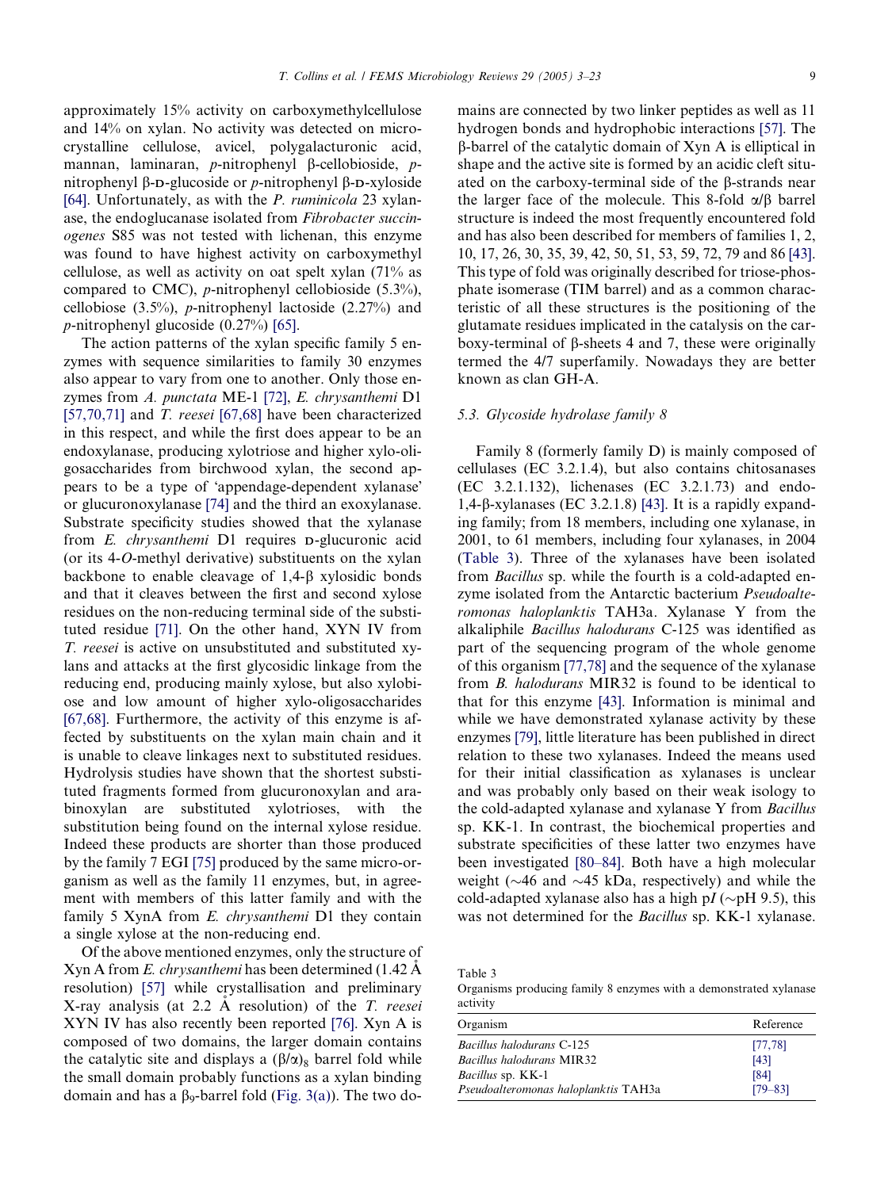approximately 15% activity on carboxymethylcellulose and 14% on xylan. No activity was detected on microcrystalline cellulose, avicel, polygalacturonic acid, mannan, laminaran, *p*-nitrophenyl β-cellobioside, *p*-nitrophenyl β-D-glucoside or *p*-nitrophenyl β-D-xyloside [64]. Unfortunately, as with the *P. ruminicola* 23 xylanase, the endoglucanase isolated from *Fibrobacter succinogenes* S85 was not tested with lichenan, this enzyme was found to have highest activity on carboxymethyl cellulose, as well as activity on oat spelt xylan (71% as compared to CMC), *p*-nitrophenyl cellobioside (5.3%), cellobiose (3.5%), *p*-nitrophenyl lactoside (2.27%) and *p*-nitrophenyl glucoside (0.27%) [65].

The action patterns of the xylan specific family 5 enzymes with sequence similarities to family 30 enzymes also appear to vary from one to another. Only those enzymes from *A. punctata* ME-1 [72], *E. chrysanthemi* D1 [57,70,71] and *T. reesei* [67,68] have been characterized in this respect, and while the first does appear to be an endoxylanase, producing xylotriose and higher xylo-oligosaccharides from birchwood xylan, the second appears to be a type of 'appendage-dependent xylanase' or glucuronoxylanase [74] and the third an exoxylanase. Substrate specificity studies showed that the xylanase from *E. chrysanthemi* D1 requires D-glucuronic acid (or its 4-*O*-methyl derivative) substituents on the xylan backbone to enable cleavage of 1,4-β xylosidic bonds and that it cleaves between the first and second xylose residues on the non-reducing terminal side of the substituted residue [71]. On the other hand, XYN IV from *T. reesei* is active on unsubstituted and substituted xylans and attacks at the first glycosidic linkage from the reducing end, producing mainly xylose, but also xylobiose and low amount of higher xylo-oligosaccharides [67,68]. Furthermore, the activity of this enzyme is affected by substituents on the xylan main chain and it is unable to cleave linkages next to substituted residues. Hydrolysis studies have shown that the shortest substituted fragments formed from glucuronoxylan and arabinoxylan are substituted xylotrioses, with the substitution being found on the internal xylose residue. Indeed these products are shorter than those produced by the family 7 EGI [75] produced by the same micro-organism as well as the family 11 enzymes, but, in agreement with members of this latter family and with the family 5 XynA from *E. chrysanthemi* D1 they contain a single xylose at the non-reducing end.

Of the above mentioned enzymes, only the structure of Xyn A from *E. chrysanthemi* has been determined (1.42 Å resolution) [57] while crystallisation and preliminary X-ray analysis (at 2.2 Å resolution) of the *T. reesei* XYN IV has also recently been reported [76]. Xyn A is composed of two domains, the larger domain contains the catalytic site and displays a $(\beta/\alpha)_8$ barrel fold while the small domain probably functions as a xylan binding domain and has a $\beta_9$-barrel fold (Fig. 3(a)). The two domains are connected by two linker peptides as well as 11 hydrogen bonds and hydrophobic interactions [57]. The β-barrel of the catalytic domain of Xyn A is elliptical in shape and the active site is formed by an acidic cleft situated on the carboxy-terminal side of the β-strands near the larger face of the molecule. This 8-fold α/β barrel structure is indeed the most frequently encountered fold and has also been described for members of families 1, 2, 10, 17, 26, 30, 35, 39, 42, 50, 51, 53, 59, 72, 79 and 86 [43]. This type of fold was originally described for triose-phosphate isomerase (TIM barrel) and as a common characteristic of all these structures is the positioning of the glutamate residues implicated in the catalysis on the carboxy-terminal of β-sheets 4 and 7, these were originally termed the 4/7 superfamily. Nowadays they are better known as clan GH-A.

### 5.3. Glycoside hydrolase family 8

Family 8 (formerly family D) is mainly composed of cellulases (EC 3.2.1.4), but also contains chitosanases (EC 3.2.1.132), lichenases (EC 3.2.1.73) and endo-1,4-β-xylanases (EC 3.2.1.8) [43]. It is a rapidly expanding family; from 18 members, including one xylanase, in 2001, to 61 members, including four xylanases, in 2004 (Table 3). Three of the xylanases have been isolated from *Bacillus* sp. while the fourth is a cold-adapted enzyme isolated from the Antarctic bacterium *Pseudoalteromonas haloplanktis* TAH3a. Xylanase Y from the alkaliphile *Bacillus halodurans* C-125 was identified as part of the sequencing program of the whole genome of this organism [77,78] and the sequence of the xylanase from *B. halodurans* MIR32 is found to be identical to that for this enzyme [43]. Information is minimal and while we have demonstrated xylanase activity by these enzymes [79], little literature has been published in direct relation to these two xylanases. Indeed the means used for their initial classification as xylanases is unclear and was probably only based on their weak isology to the cold-adapted xylanase and xylanase Y from *Bacillus* sp. KK-1. In contrast, the biochemical properties and substrate specificities of these latter two enzymes have been investigated [80–84]. Both have a high molecular weight (~46 and ~45 kDa, respectively) and while the cold-adapted xylanase also has a high p*I* (~pH 9.5), this was not determined for the *Bacillus* sp. KK-1 xylanase.

Table 3
Organisms producing family 8 enzymes with a demonstrated xylanase activity

| Organism | Reference |
|---|---|
| *Bacillus halodurans* C-125 | [77,78] |
| *Bacillus halodurans* MIR32 | [43] |
| *Bacillus* sp. KK-1 | [84] |
| *Pseudoalteromonas haloplanktis* TAH3a | [79–83] |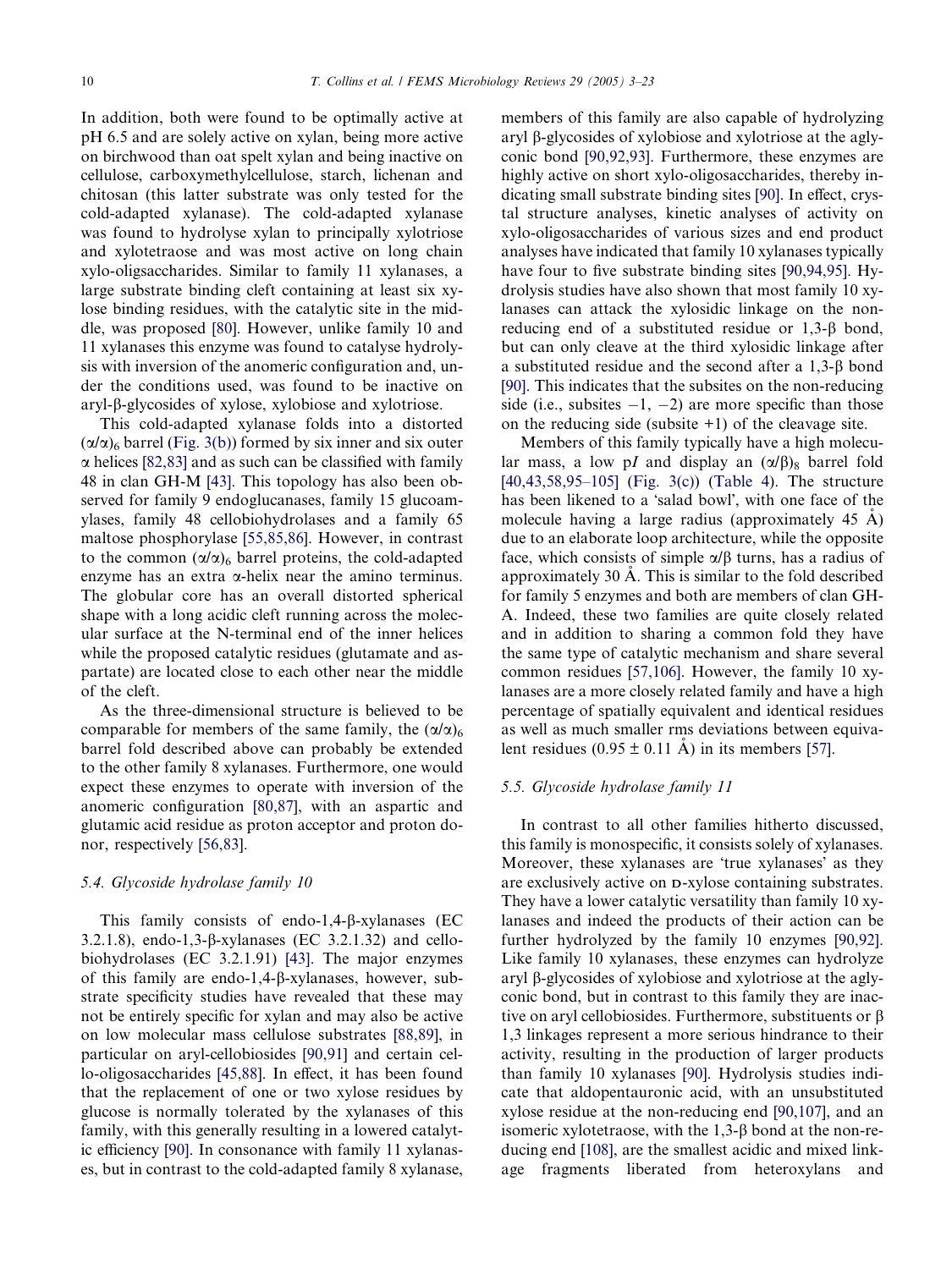In addition, both were found to be optimally active at pH 6.5 and are solely active on xylan, being more active on birchwood than oat spelt xylan and being inactive on cellulose, carboxymethylcellulose, starch, lichenan and chitosan (this latter substrate was only tested for the cold-adapted xylanase). The cold-adapted xylanase was found to hydrolyse xylan to principally xylotriose and xylotetraose and was most active on long chain xylo-oligsaccharides. Similar to family 11 xylanases, a large substrate binding cleft containing at least six xylose binding residues, with the catalytic site in the middle, was proposed [80]. However, unlike family 10 and 11 xylanases this enzyme was found to catalyse hydrolysis with inversion of the anomeric configuration and, under the conditions used, was found to be inactive on aryl-β-glycosides of xylose, xylobiose and xylotriose.

This cold-adapted xylanase folds into a distorted $(\alpha/\alpha)_6$ barrel (Fig. 3(b)) formed by six inner and six outer α helices [82,83] and as such can be classified with family 48 in clan GH-M [43]. This topology has also been observed for family 9 endoglucanases, family 15 glucoamylases, family 48 cellobiohydrolases and a family 65 maltose phosphorylase [55,85,86]. However, in contrast to the common $(\alpha/\alpha)_6$ barrel proteins, the cold-adapted enzyme has an extra α-helix near the amino terminus. The globular core has an overall distorted spherical shape with a long acidic cleft running across the molecular surface at the N-terminal end of the inner helices while the proposed catalytic residues (glutamate and aspartate) are located close to each other near the middle of the cleft.

As the three-dimensional structure is believed to be comparable for members of the same family, the $(\alpha/\alpha)_6$ barrel fold described above can probably be extended to the other family 8 xylanases. Furthermore, one would expect these enzymes to operate with inversion of the anomeric configuration [80,87], with an aspartic and glutamic acid residue as proton acceptor and proton donor, respectively [56,83].

### 5.4. Glycoside hydrolase family 10

This family consists of endo-1,4-β-xylanases (EC 3.2.1.8), endo-1,3-β-xylanases (EC 3.2.1.32) and cellobiohydrolases (EC 3.2.1.91) [43]. The major enzymes of this family are endo-1,4-β-xylanases, however, substrate specificity studies have revealed that these may not be entirely specific for xylan and may also be active on low molecular mass cellulose substrates [88,89], in particular on aryl-cellobiosides [90,91] and certain cello-oligosaccharides [45,88]. In effect, it has been found that the replacement of one or two xylose residues by glucose is normally tolerated by the xylanases of this family, with this generally resulting in a lowered catalytic efficiency [90]. In consonance with family 11 xylanases, but in contrast to the cold-adapted family 8 xylanase, members of this family are also capable of hydrolyzing aryl β-glycosides of xylobiose and xylotriose at the aglyconic bond [90,92,93]. Furthermore, these enzymes are highly active on short xylo-oligosaccharides, thereby indicating small substrate binding sites [90]. In effect, crystal structure analyses, kinetic analyses of activity on xylo-oligosaccharides of various sizes and end product analyses have indicated that family 10 xylanases typically have four to five substrate binding sites [90,94,95]. Hydrolysis studies have also shown that most family 10 xylanases can attack the xylosidic linkage on the non-reducing end of a substituted residue or 1,3-β bond, but can only cleave at the third xylosidic linkage after a substituted residue and the second after a 1,3-β bond [90]. This indicates that the subsites on the non-reducing side (i.e., subsites −1, −2) are more specific than those on the reducing side (subsite +1) of the cleavage site.

Members of this family typically have a high molecular mass, a low p*I* and display an $(\alpha/\beta)_8$ barrel fold [40,43,58,95–105] (Fig. 3(c)) (Table 4). The structure has been likened to a 'salad bowl', with one face of the molecule having a large radius (approximately 45 Å) due to an elaborate loop architecture, while the opposite face, which consists of simple α/β turns, has a radius of approximately 30 Å. This is similar to the fold described for family 5 enzymes and both are members of clan GH-A. Indeed, these two families are quite closely related and in addition to sharing a common fold they have the same type of catalytic mechanism and share several common residues [57,106]. However, the family 10 xylanases are a more closely related family and have a high percentage of spatially equivalent and identical residues as well as much smaller rms deviations between equivalent residues (0.95 ± 0.11 Å) in its members [57].

### 5.5. Glycoside hydrolase family 11

In contrast to all other families hitherto discussed, this family is monospecific, it consists solely of xylanases. Moreover, these xylanases are 'true xylanases' as they are exclusively active on D-xylose containing substrates. They have a lower catalytic versatility than family 10 xylanases and indeed the products of their action can be further hydrolyzed by the family 10 enzymes [90,92]. Like family 10 xylanases, these enzymes can hydrolyze aryl β-glycosides of xylobiose and xylotriose at the aglyconic bond, but in contrast to this family they are inactive on aryl cellobiosides. Furthermore, substituents or β 1,3 linkages represent a more serious hindrance to their activity, resulting in the production of larger products than family 10 xylanases [90]. Hydrolysis studies indicate that aldopentauronic acid, with an unsubstituted xylose residue at the non-reducing end [90,107], and an isomeric xylotetraose, with the 1,3-β bond at the non-reducing end [108], are the smallest acidic and mixed linkage fragments liberated from heteroxylans and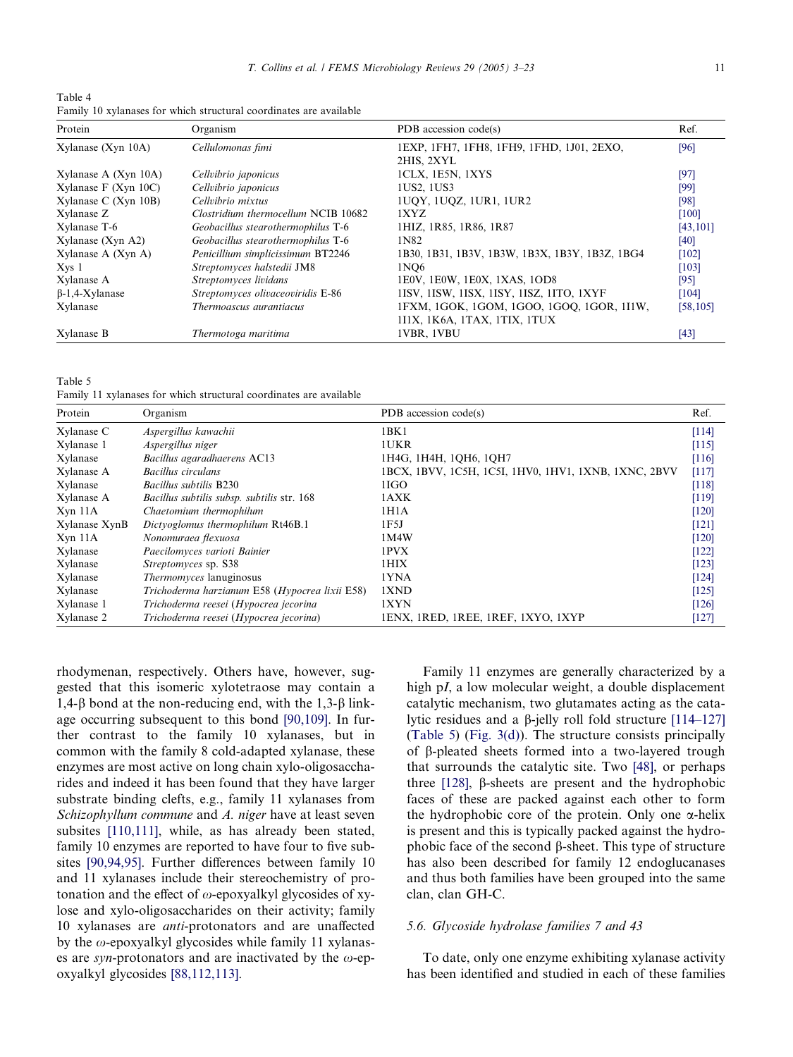Table 4
Family 10 xylanases for which structural coordinates are available

| Protein | Organism | PDB accession code(s) | Ref. |
|---|---|---|---|
| Xylanase (Xyn 10A) | *Cellulomonas fimi* | 1EXP, 1FH7, 1FH8, 1FH9, 1FHD, 1J01, 2EXO, 2HIS, 2XYL | [96] |
| Xylanase A (Xyn 10A) | *Cellvibrio japonicus* | 1CLX, 1E5N, 1XYS | [97] |
| Xylanase F (Xyn 10C) | *Cellvibrio japonicus* | 1US2, 1US3 | [99] |
| Xylanase C (Xyn 10B) | *Cellvibrio mixtus* | 1UQY, 1UQZ, 1UR1, 1UR2 | [98] |
| Xylanase Z | *Clostridium thermocellum* NCIB 10682 | 1XYZ | [100] |
| Xylanase T-6 | *Geobacillus stearothermophilus* T-6 | 1HIZ, 1R85, 1R86, 1R87 | [43,101] |
| Xylanase (Xyn A2) | *Geobacillus stearothermophilus* T-6 | 1N82 | [40] |
| Xylanase A (Xyn A) | *Penicillium simplicissimum* BT2246 | 1B30, 1B31, 1B3V, 1B3W, 1B3X, 1B3Y, 1B3Z, 1BG4 | [102] |
| Xys 1 | *Streptomyces halstedii* JM8 | 1NQ6 | [103] |
| Xylanase A | *Streptomyces lividans* | 1E0V, 1E0W, 1E0X, 1XAS, 1OD8 | [95] |
| β-1,4-Xylanase | *Streptomyces olivaceoviridis* E-86 | 1ISV, 1ISW, 1ISX, 1ISY, 1ISZ, 1ITO, 1XYF | [104] |
| Xylanase | *Thermoascus aurantiacus* | 1FXM, 1GOK, 1GOM, 1GOO, 1GOQ, 1GOR, 1I1W, 1I1X, 1K6A, 1TAX, 1TIX, 1TUX | [58,105] |
| Xylanase B | *Thermotoga maritima* | 1VBR, 1VBU | [43] |

Table 5
Family 11 xylanases for which structural coordinates are available

| Protein | Organism | PDB accession code(s) | Ref. |
|---|---|---|---|
| Xylanase C | *Aspergillus kawachii* | 1BK1 | [114] |
| Xylanase 1 | *Aspergillus niger* | 1UKR | [115] |
| Xylanase | *Bacillus agaradhaerens* AC13 | 1H4G, 1H4H, 1QH6, 1QH7 | [116] |
| Xylanase A | *Bacillus circulans* | 1BCX, 1BVV, 1C5H, 1C5I, 1HV0, 1HV1, 1XNB, 1XNC, 2BVV | [117] |
| Xylanase | *Bacillus subtilis* B230 | 1IGO | [118] |
| Xylanase A | *Bacillus subtilis subsp. subtilis* str. 168 | 1AXK | [119] |
| Xyn 11A | *Chaetomium thermophilum* | 1H1A | [120] |
| Xylanase XynB | *Dictyoglomus thermophilum* Rt46B.1 | 1F5J | [121] |
| Xyn 11A | *Nonomuraea flexuosa* | 1M4W | [120] |
| Xylanase | *Paecilomyces varioti Bainier* | 1PVX | [122] |
| Xylanase | *Streptomyces* sp. S38 | 1HIX | [123] |
| Xylanase | *Thermomyces* lanuginosus | 1YNA | [124] |
| Xylanase | *Trichoderma harzianum* E58 (*Hypocrea lixii* E58) | 1XND | [125] |
| Xylanase 1 | *Trichoderma reesei* (*Hypocrea jecorina* | 1XYN | [126] |
| Xylanase 2 | *Trichoderma reesei* (*Hypocrea jecorina*) | 1ENX, 1RED, 1REE, 1REF, 1XYO, 1XYP | [127] |

rhodymenan, respectively. Others have, however, suggested that this isomeric xylotetraose may contain a 1,4-β bond at the non-reducing end, with the 1,3-β linkage occurring subsequent to this bond [90,109]. In further contrast to the family 10 xylanases, but in common with the family 8 cold-adapted xylanase, these enzymes are most active on long chain xylo-oligosaccharides and indeed it has been found that they have larger substrate binding clefts, e.g., family 11 xylanases from *Schizophyllum commune* and *A. niger* have at least seven subsites [110,111], while, as has already been stated, family 10 enzymes are reported to have four to five subsites [90,94,95]. Further differences between family 10 and 11 xylanases include their stereochemistry of protonation and the effect of ω-epoxyalkyl glycosides of xylose and xylo-oligosaccharides on their activity; family 10 xylanases are *anti*-protonators and are unaffected by the ω-epoxyalkyl glycosides while family 11 xylanases are *syn*-protonators and are inactivated by the ω-epoxyalkyl glycosides [88,112,113].

Family 11 enzymes are generally characterized by a high p*I*, a low molecular weight, a double displacement catalytic mechanism, two glutamates acting as the catalytic residues and a β-jelly roll fold structure [114–127] (Table 5) (Fig. 3(d)). The structure consists principally of β-pleated sheets formed into a two-layered trough that surrounds the catalytic site. Two [48], or perhaps three [128], β-sheets are present and the hydrophobic faces of these are packed against each other to form the hydrophobic core of the protein. Only one α-helix is present and this is typically packed against the hydrophobic face of the second β-sheet. This type of structure has also been described for family 12 endoglucanases and thus both families have been grouped into the same clan, clan GH-C.

### 5.6. Glycoside hydrolase families 7 and 43

To date, only one enzyme exhibiting xylanase activity has been identified and studied in each of these families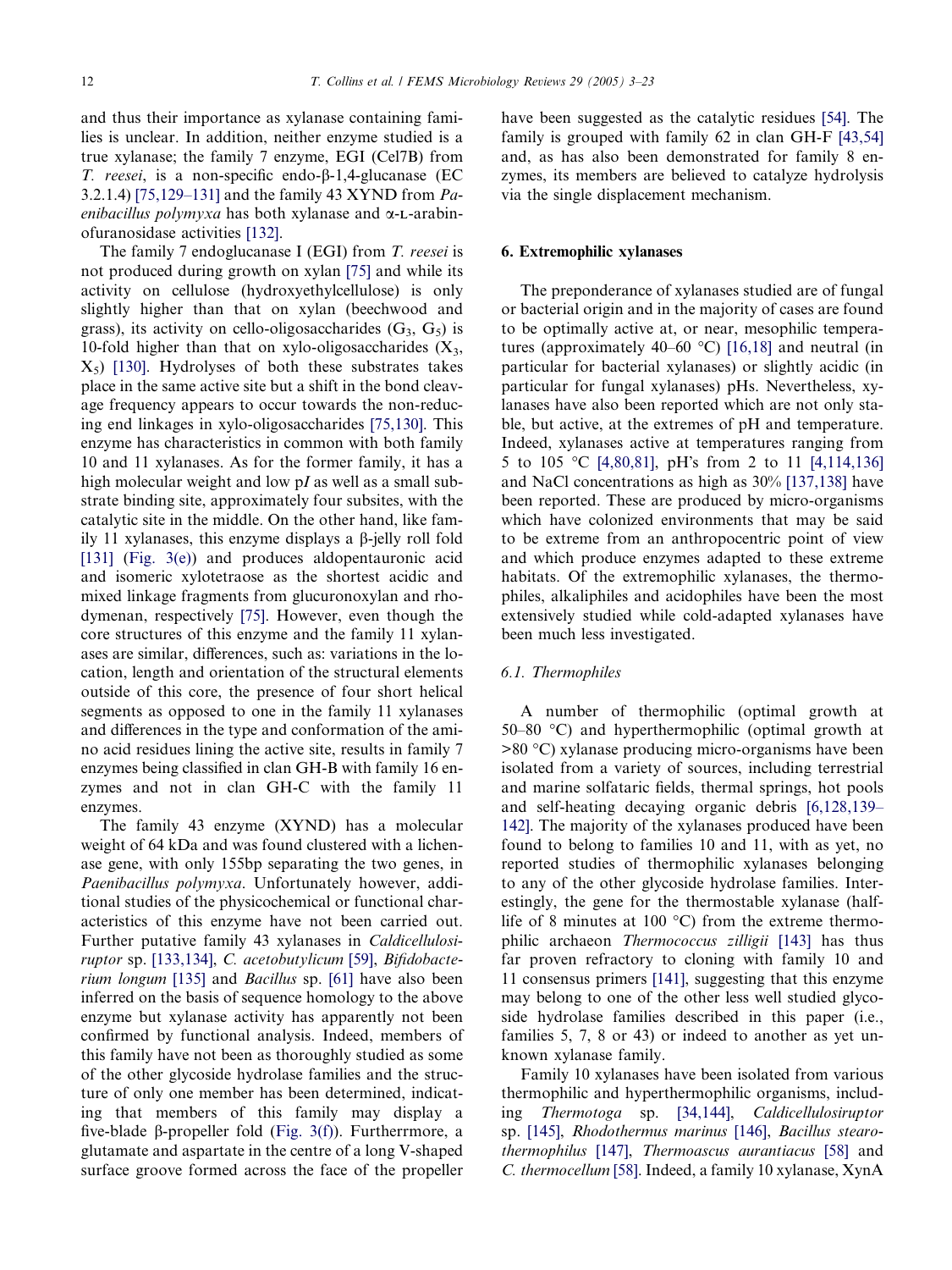and thus their importance as xylanase containing families is unclear. In addition, neither enzyme studied is a true xylanase; the family 7 enzyme, EGI (Cel7B) from *T. reesei*, is a non-specific endo-β-1,4-glucanase (EC 3.2.1.4) [75,129–131] and the family 43 XYND from *Paenibacillus polymyxa* has both xylanase and α-L-arabinofuranosidase activities [132].

The family 7 endoglucanase I (EGI) from *T. reesei* is not produced during growth on xylan [75] and while its activity on cellulose (hydroxyethylcellulose) is only slightly higher than that on xylan (beechwood and grass), its activity on cello-oligosaccharides ($G_3$, $G_5$) is 10-fold higher than that on xylo-oligosaccharides ($X_3$, $X_5$) [130]. Hydrolyses of both these substrates takes place in the same active site but a shift in the bond cleavage frequency appears to occur towards the non-reducing end linkages in xylo-oligosaccharides [75,130]. This enzyme has characteristics in common with both family 10 and 11 xylanases. As for the former family, it has a high molecular weight and low p*I* as well as a small substrate binding site, approximately four subsites, with the catalytic site in the middle. On the other hand, like family 11 xylanases, this enzyme displays a β-jelly roll fold [131] (Fig. 3(e)) and produces aldopentauronic acid and isomeric xylotetraose as the shortest acidic and mixed linkage fragments from glucuronoxylan and rhodymenan, respectively [75]. However, even though the core structures of this enzyme and the family 11 xylanases are similar, differences, such as: variations in the location, length and orientation of the structural elements outside of this core, the presence of four short helical segments as opposed to one in the family 11 xylanases and differences in the type and conformation of the amino acid residues lining the active site, results in family 7 enzymes being classified in clan GH-B with family 16 enzymes and not in clan GH-C with the family 11 enzymes.

The family 43 enzyme (XYND) has a molecular weight of 64 kDa and was found clustered with a lichenase gene, with only 155bp separating the two genes, in *Paenibacillus polymyxa*. Unfortunately however, additional studies of the physicochemical or functional characteristics of this enzyme have not been carried out. Further putative family 43 xylanases in *Caldicellulosiruptor* sp. [133,134], *C. acetobutylicum* [59], *Bifidobacterium longum* [135] and *Bacillus* sp. [61] have also been inferred on the basis of sequence homology to the above enzyme but xylanase activity has apparently not been confirmed by functional analysis. Indeed, members of this family have not been as thoroughly studied as some of the other glycoside hydrolase families and the structure of only one member has been determined, indicating that members of this family may display a five-blade β-propeller fold (Fig. 3(f)). Furtherrmore, a glutamate and aspartate in the centre of a long V-shaped surface groove formed across the face of the propeller have been suggested as the catalytic residues [54]. The family is grouped with family 62 in clan GH-F [43,54] and, as has also been demonstrated for family 8 enzymes, its members are believed to catalyze hydrolysis via the single displacement mechanism.

## 6. Extremophilic xylanases

The preponderance of xylanases studied are of fungal or bacterial origin and in the majority of cases are found to be optimally active at, or near, mesophilic temperatures (approximately 40–60 °C) [16,18] and neutral (in particular for bacterial xylanases) or slightly acidic (in particular for fungal xylanases) pHs. Nevertheless, xylanases have also been reported which are not only stable, but active, at the extremes of pH and temperature. Indeed, xylanases active at temperatures ranging from 5 to 105 °C [4,80,81], pH's from 2 to 11 [4,114,136] and NaCl concentrations as high as 30% [137,138] have been reported. These are produced by micro-organisms which have colonized environments that may be said to be extreme from an anthropocentric point of view and which produce enzymes adapted to these extreme habitats. Of the extremophilic xylanases, the thermophiles, alkaliphiles and acidophiles have been the most extensively studied while cold-adapted xylanases have been much less investigated.

### 6.1. Thermophiles

A number of thermophilic (optimal growth at 50–80 °C) and hyperthermophilic (optimal growth at >80 °C) xylanase producing micro-organisms have been isolated from a variety of sources, including terrestrial and marine solfataric fields, thermal springs, hot pools and self-heating decaying organic debris [6,128,139–142]. The majority of the xylanases produced have been found to belong to families 10 and 11, with as yet, no reported studies of thermophilic xylanases belonging to any of the other glycoside hydrolase families. Interestingly, the gene for the thermostable xylanase (half-life of 8 minutes at 100 °C) from the extreme thermophilic archaeon *Thermococcus zilligii* [143] has thus far proven refractory to cloning with family 10 and 11 consensus primers [141], suggesting that this enzyme may belong to one of the other less well studied glycoside hydrolase families described in this paper (i.e., families 5, 7, 8 or 43) or indeed to another as yet unknown xylanase family.

Family 10 xylanases have been isolated from various thermophilic and hyperthermophilic organisms, including *Thermotoga* sp. [34,144], *Caldicellulosiruptor* sp. [145], *Rhodothermus marinus* [146], *Bacillus stearothermophilus* [147], *Thermoascus aurantiacus* [58] and *C. thermocellum* [58]. Indeed, a family 10 xylanase, XynA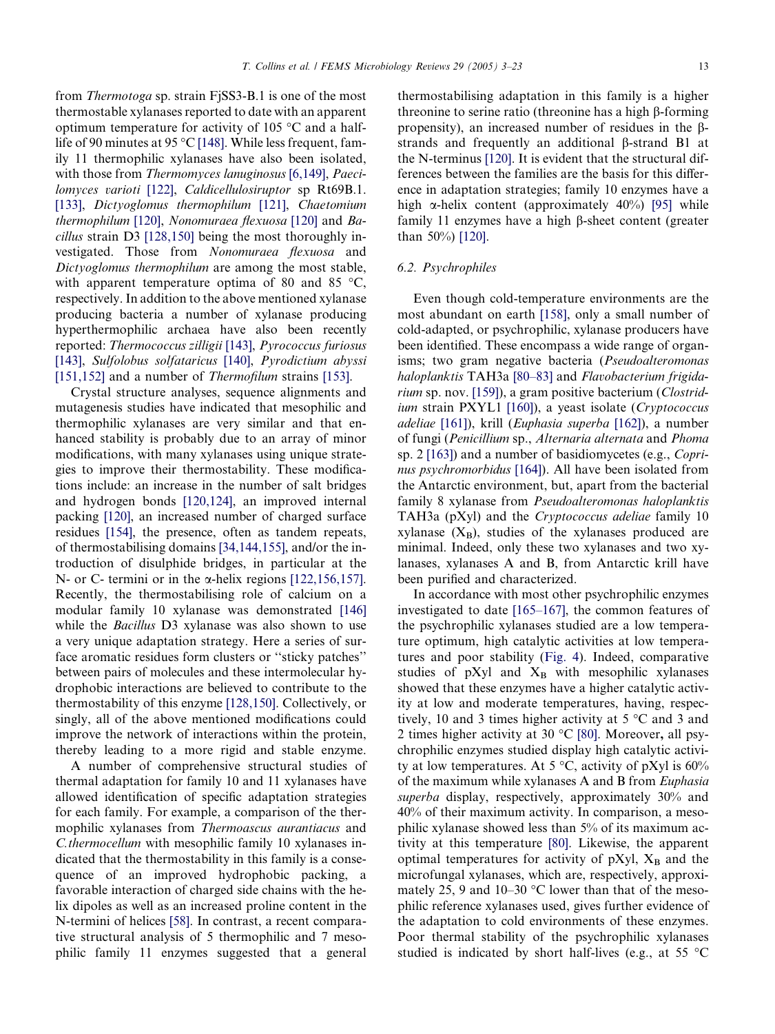from *Thermotoga* sp. strain FjSS3-B.1 is one of the most thermostable xylanases reported to date with an apparent optimum temperature for activity of 105 °C and a half-life of 90 minutes at 95 °C [148]. While less frequent, family 11 thermophilic xylanases have also been isolated, with those from *Thermomyces lanuginosus* [6,149], *Paecilomyces varioti* [122], *Caldicellulosiruptor* sp Rt69B.1. [133], *Dictyoglomus thermophilum* [121], *Chaetomium thermophilum* [120], *Nonomuraea flexuosa* [120] and *Bacillus* strain D3 [128,150] being the most thoroughly investigated. Those from *Nonomuraea flexuosa* and *Dictyoglomus thermophilum* are among the most stable, with apparent temperature optima of 80 and 85 °C, respectively. In addition to the above mentioned xylanase producing bacteria a number of xylanase producing hyperthermophilic archaea have also been recently reported: *Thermococcus zilligii* [143], *Pyrococcus furiosus* [143], *Sulfolobus solfataricus* [140], *Pyrodictium abyssi* [151,152] and a number of *Thermofilum* strains [153].

Crystal structure analyses, sequence alignments and mutagenesis studies have indicated that mesophilic and thermophilic xylanases are very similar and that enhanced stability is probably due to an array of minor modifications, with many xylanases using unique strategies to improve their thermostability. These modifications include: an increase in the number of salt bridges and hydrogen bonds [120,124], an improved internal packing [120], an increased number of charged surface residues [154], the presence, often as tandem repeats, of thermostabilising domains [34,144,155], and/or the introduction of disulphide bridges, in particular at the N- or C- termini or in the α-helix regions [122,156,157]. Recently, the thermostabilising role of calcium on a modular family 10 xylanase was demonstrated [146] while the *Bacillus* D3 xylanase was also shown to use a very unique adaptation strategy. Here a series of surface aromatic residues form clusters or "sticky patches" between pairs of molecules and these intermolecular hydrophobic interactions are believed to contribute to the thermostability of this enzyme [128,150]. Collectively, or singly, all of the above mentioned modifications could improve the network of interactions within the protein, thereby leading to a more rigid and stable enzyme.

A number of comprehensive structural studies of thermal adaptation for family 10 and 11 xylanases have allowed identification of specific adaptation strategies for each family. For example, a comparison of the thermophilic xylanases from *Thermoascus aurantiacus* and *C.thermocellum* with mesophilic family 10 xylanases indicated that the thermostability in this family is a consequence of an improved hydrophobic packing, a favorable interaction of charged side chains with the helix dipoles as well as an increased proline content in the N-termini of helices [58]. In contrast, a recent comparative structural analysis of 5 thermophilic and 7 mesophilic family 11 enzymes suggested that a general thermostabilising adaptation in this family is a higher threonine to serine ratio (threonine has a high β-forming propensity), an increased number of residues in the β-strands and frequently an additional β-strand B1 at the N-terminus [120]. It is evident that the structural differences between the families are the basis for this difference in adaptation strategies; family 10 enzymes have a high α-helix content (approximately 40%) [95] while family 11 enzymes have a high β-sheet content (greater than 50%) [120].

### 6.2. Psychrophiles

Even though cold-temperature environments are the most abundant on earth [158], only a small number of cold-adapted, or psychrophilic, xylanase producers have been identified. These encompass a wide range of organisms; two gram negative bacteria (*Pseudoalteromonas haloplanktis* TAH3a [80–83] and *Flavobacterium frigidarium* sp. nov. [159]), a gram positive bacterium (*Clostridium* strain PXYL1 [160]), a yeast isolate (*Cryptococcus adeliae* [161]), krill (*Euphasia superba* [162]), a number of fungi (*Penicillium* sp., *Alternaria alternata* and *Phoma* sp. 2 [163]) and a number of basidiomycetes (e.g., *Coprinus psychromorbidus* [164]). All have been isolated from the Antarctic environment, but, apart from the bacterial family 8 xylanase from *Pseudoalteromonas haloplanktis* TAH3a (pXyl) and the *Cryptococcus adeliae* family 10 xylanase ($X_B$), studies of the xylanases produced are minimal. Indeed, only these two xylanases and two xylanases, xylanases A and B, from Antarctic krill have been purified and characterized.

In accordance with most other psychrophilic enzymes investigated to date [165–167], the common features of the psychrophilic xylanases studied are a low temperature optimum, high catalytic activities at low temperatures and poor stability (Fig. 4). Indeed, comparative studies of pXyl and $X_B$ with mesophilic xylanases showed that these enzymes have a higher catalytic activity at low and moderate temperatures, having, respectively, 10 and 3 times higher activity at 5 °C and 3 and 2 times higher activity at 30 °C [80]. Moreover, all psychrophilic enzymes studied display high catalytic activity at low temperatures. At 5 °C, activity of pXyl is 60% of the maximum while xylanases A and B from *Euphasia superba* display, respectively, approximately 30% and 40% of their maximum activity. In comparison, a mesophilic xylanase showed less than 5% of its maximum activity at this temperature [80]. Likewise, the apparent optimal temperatures for activity of pXyl, $X_B$ and the microfungal xylanases, which are, respectively, approximately 25, 9 and 10–30 °C lower than that of the mesophilic reference xylanases used, gives further evidence of the adaptation to cold environments of these enzymes. Poor thermal stability of the psychrophilic xylanases studied is indicated by short half-lives (e.g., at 55 °C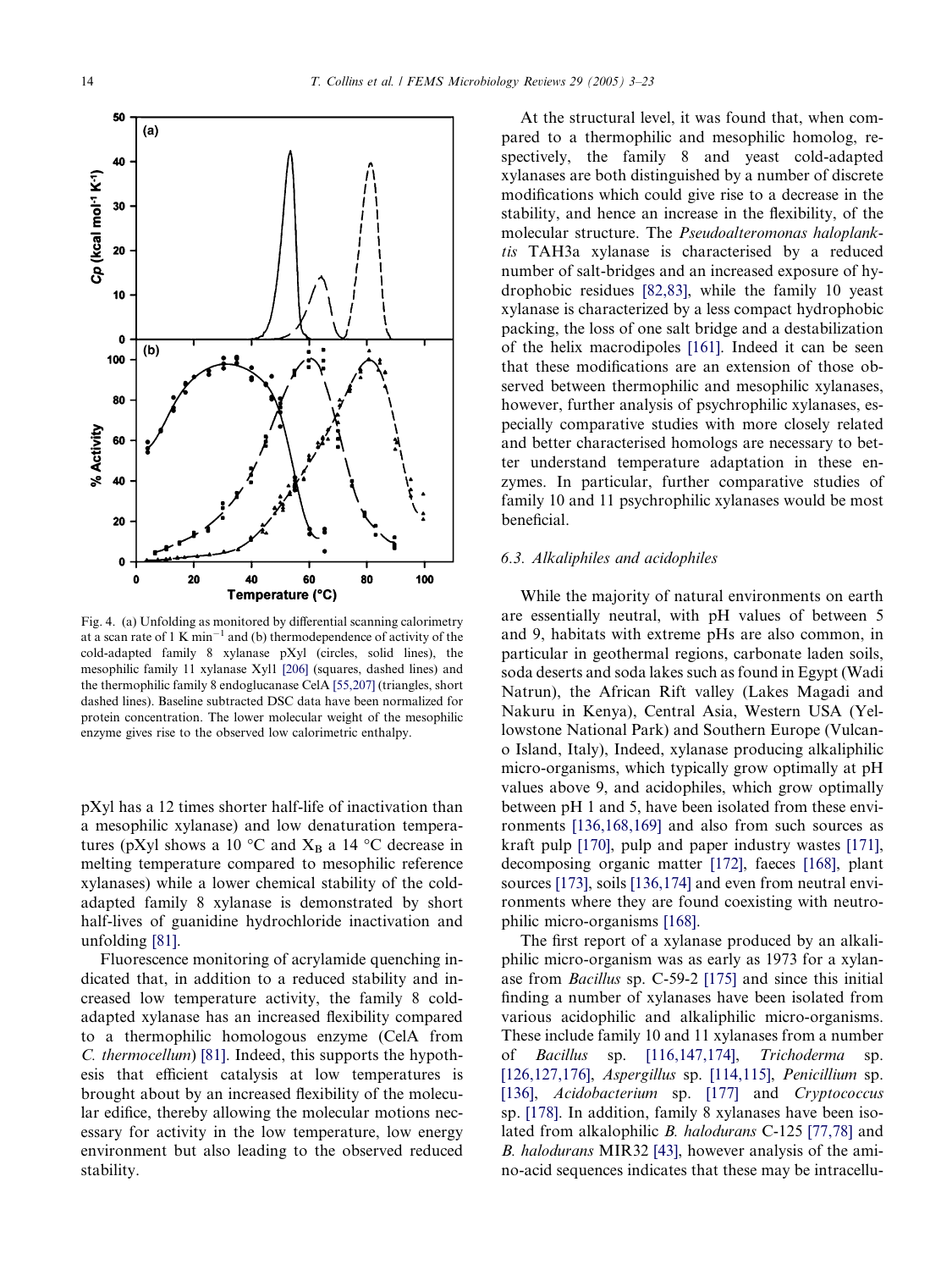Fig. 4. (a) Unfolding as monitored by differential scanning calorimetry at a scan rate of 1 K $min^{-1}$ and (b) thermodependence of activity of the cold-adapted family 8 xylanase pXyl (circles, solid lines), the mesophilic family 11 xylanase Xyl1 [206] (squares, dashed lines) and the thermophilic family 8 endoglucanase CelA [55,207] (triangles, short dashed lines). Baseline subtracted DSC data have been normalized for protein concentration. The lower molecular weight of the mesophilic enzyme gives rise to the observed low calorimetric enthalpy.

pXyl has a 12 times shorter half-life of inactivation than a mesophilic xylanase) and low denaturation temperatures (pXyl shows a 10 °C and $X_B$ a 14 °C decrease in melting temperature compared to mesophilic reference xylanases) while a lower chemical stability of the cold-adapted family 8 xylanase is demonstrated by short half-lives of guanidine hydrochloride inactivation and unfolding [81].

Fluorescence monitoring of acrylamide quenching indicated that, in addition to a reduced stability and increased low temperature activity, the family 8 cold-adapted xylanase has an increased flexibility compared to a thermophilic homologous enzyme (CelA from *C. thermocellum*) [81]. Indeed, this supports the hypothesis that efficient catalysis at low temperatures is brought about by an increased flexibility of the molecular edifice, thereby allowing the molecular motions necessary for activity in the low temperature, low energy environment but also leading to the observed reduced stability.

At the structural level, it was found that, when compared to a thermophilic and mesophilic homolog, respectively, the family 8 and yeast cold-adapted xylanases are both distinguished by a number of discrete modifications which could give rise to a decrease in the stability, and hence an increase in the flexibility, of the molecular structure. The *Pseudoalteromonas haloplanktis* TAH3a xylanase is characterised by a reduced number of salt-bridges and an increased exposure of hydrophobic residues [82,83], while the family 10 yeast xylanase is characterized by a less compact hydrophobic packing, the loss of one salt bridge and a destabilization of the helix macrodipoles [161]. Indeed it can be seen that these modifications are an extension of those observed between thermophilic and mesophilic xylanases, however, further analysis of psychrophilic xylanases, especially comparative studies with more closely related and better characterised homologs are necessary to better understand temperature adaptation in these enzymes. In particular, further comparative studies of family 10 and 11 psychrophilic xylanases would be most beneficial.

### 6.3. Alkaliphiles and acidophiles

While the majority of natural environments on earth are essentially neutral, with pH values of between 5 and 9, habitats with extreme pHs are also common, in particular in geothermal regions, carbonate laden soils, soda deserts and soda lakes such as found in Egypt (Wadi Natrun), the African Rift valley (Lakes Magadi and Nakuru in Kenya), Central Asia, Western USA (Yellowstone National Park) and Southern Europe (Vulcano Island, Italy), Indeed, xylanase producing alkaliphilic micro-organisms, which typically grow optimally at pH values above 9, and acidophiles, which grow optimally between pH 1 and 5, have been isolated from these environments [136,168,169] and also from such sources as kraft pulp [170], pulp and paper industry wastes [171], decomposing organic matter [172], faeces [168], plant sources [173], soils [136,174] and even from neutral environments where they are found coexisting with neutrophilic micro-organisms [168].

The first report of a xylanase produced by an alkaliphilic micro-organism was as early as 1973 for a xylanase from *Bacillus* sp. C-59-2 [175] and since this initial finding a number of xylanases have been isolated from various acidophilic and alkaliphilic micro-organisms. These include family 10 and 11 xylanases from a number of *Bacillus* sp. [116,147,174], *Trichoderma* sp. [126,127,176], *Aspergillus* sp. [114,115], *Penicillium* sp. [136], *Acidobacterium* sp. [177] and *Cryptococcus* sp. [178]. In addition, family 8 xylanases have been isolated from alkalophilic *B. halodurans* C-125 [77,78] and *B. halodurans* MIR32 [43], however analysis of the amino-acid sequences indicates that these may be intracellu-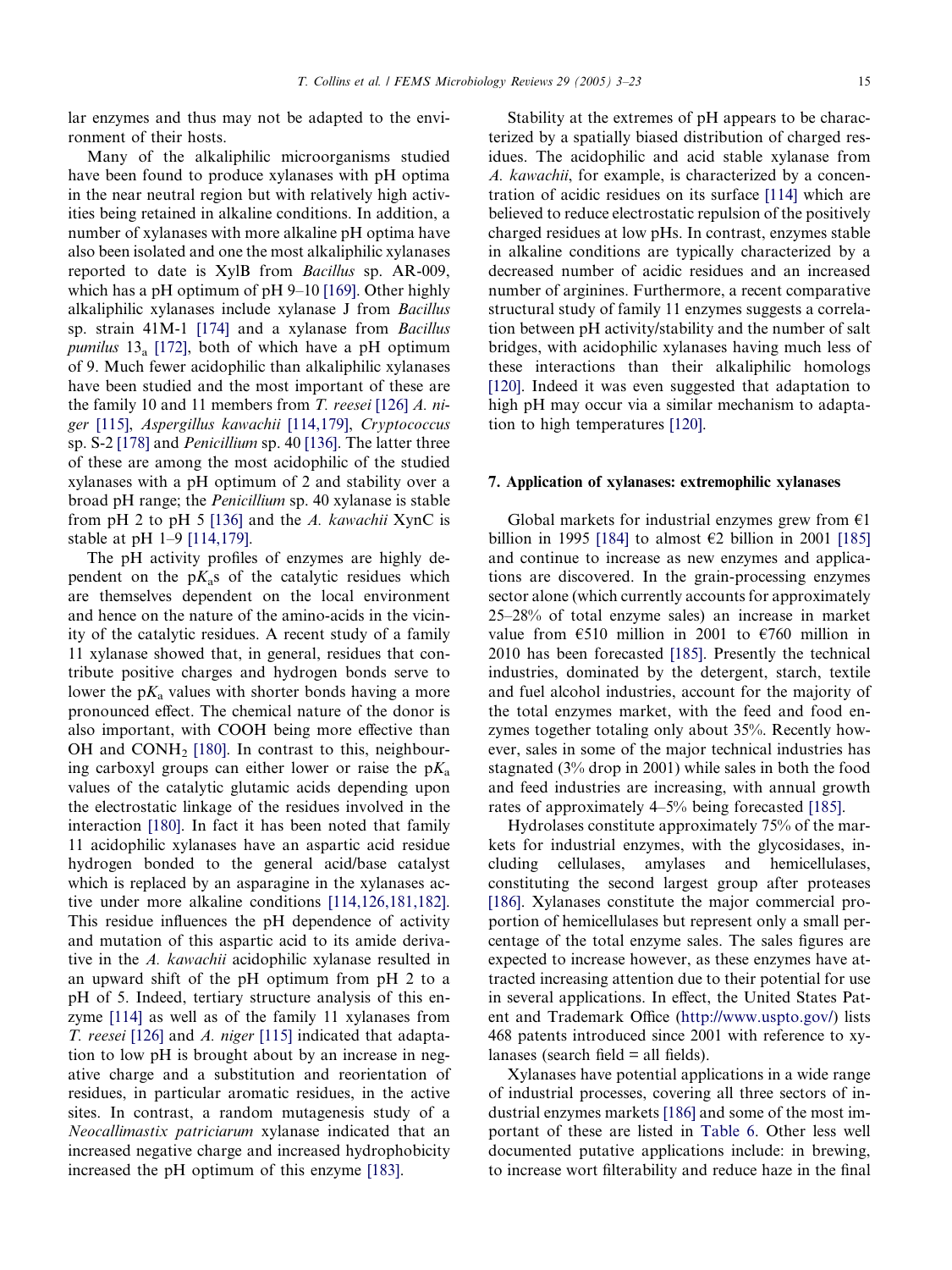lar enzymes and thus may not be adapted to the environment of their hosts.

Many of the alkaliphilic microorganisms studied have been found to produce xylanases with pH optima in the near neutral region but with relatively high activities being retained in alkaline conditions. In addition, a number of xylanases with more alkaline pH optima have also been isolated and one the most alkaliphilic xylanases reported to date is XylB from *Bacillus* sp. AR-009, which has a pH optimum of pH 9–10 [169]. Other highly alkaliphilic xylanases include xylanase J from *Bacillus* sp. strain 41M-1 [174] and a xylanase from *Bacillus pumilus* $13_a$ [172], both of which have a pH optimum of 9. Much fewer acidophilic than alkaliphilic xylanases have been studied and the most important of these are the family 10 and 11 members from *T. reesei* [126] *A. niger* [115], *Aspergillus kawachii* [114,179], *Cryptococcus* sp. S-2 [178] and *Penicillium* sp. 40 [136]. The latter three of these are among the most acidophilic of the studied xylanases with a pH optimum of 2 and stability over a broad pH range; the *Penicillium* sp. 40 xylanase is stable from pH 2 to pH 5 [136] and the *A. kawachii* XynC is stable at pH 1–9 [114,179].

The pH activity profiles of enzymes are highly dependent on the $pK_a$s of the catalytic residues which are themselves dependent on the local environment and hence on the nature of the amino-acids in the vicinity of the catalytic residues. A recent study of a family 11 xylanase showed that, in general, residues that contribute positive charges and hydrogen bonds serve to lower the $pK_a$ values with shorter bonds having a more pronounced effect. The chemical nature of the donor is also important, with COOH being more effective than OH and $CONH_2$ [180]. In contrast to this, neighbouring carboxyl groups can either lower or raise the $pK_a$ values of the catalytic glutamic acids depending upon the electrostatic linkage of the residues involved in the interaction [180]. In fact it has been noted that family 11 acidophilic xylanases have an aspartic acid residue hydrogen bonded to the general acid/base catalyst which is replaced by an asparagine in the xylanases active under more alkaline conditions [114,126,181,182]. This residue influences the pH dependence of activity and mutation of this aspartic acid to its amide derivative in the *A. kawachii* acidophilic xylanase resulted in an upward shift of the pH optimum from pH 2 to a pH of 5. Indeed, tertiary structure analysis of this enzyme [114] as well as of the family 11 xylanases from *T. reesei* [126] and *A. niger* [115] indicated that adaptation to low pH is brought about by an increase in negative charge and a substitution and reorientation of residues, in particular aromatic residues, in the active sites. In contrast, a random mutagenesis study of a *Neocallimastix patriciarum* xylanase indicated that an increased negative charge and increased hydrophobicity increased the pH optimum of this enzyme [183].

Stability at the extremes of pH appears to be characterized by a spatially biased distribution of charged residues. The acidophilic and acid stable xylanase from *A. kawachii*, for example, is characterized by a concentration of acidic residues on its surface [114] which are believed to reduce electrostatic repulsion of the positively charged residues at low pHs. In contrast, enzymes stable in alkaline conditions are typically characterized by a decreased number of acidic residues and an increased number of arginines. Furthermore, a recent comparative structural study of family 11 enzymes suggests a correlation between pH activity/stability and the number of salt bridges, with acidophilic xylanases having much less of these interactions than their alkaliphilic homologs [120]. Indeed it was even suggested that adaptation to high pH may occur via a similar mechanism to adaptation to high temperatures [120].

## 7. Application of xylanases: extremophilic xylanases

Global markets for industrial enzymes grew from €1 billion in 1995 [184] to almost €2 billion in 2001 [185] and continue to increase as new enzymes and applications are discovered. In the grain-processing enzymes sector alone (which currently accounts for approximately 25–28% of total enzyme sales) an increase in market value from €510 million in 2001 to €760 million in 2010 has been forecasted [185]. Presently the technical industries, dominated by the detergent, starch, textile and fuel alcohol industries, account for the majority of the total enzymes market, with the feed and food enzymes together totaling only about 35%. Recently however, sales in some of the major technical industries has stagnated (3% drop in 2001) while sales in both the food and feed industries are increasing, with annual growth rates of approximately 4–5% being forecasted [185].

Hydrolases constitute approximately 75% of the markets for industrial enzymes, with the glycosidases, including cellulases, amylases and hemicellulases, constituting the second largest group after proteases [186]. Xylanases constitute the major commercial proportion of hemicellulases but represent only a small percentage of the total enzyme sales. The sales figures are expected to increase however, as these enzymes have attracted increasing attention due to their potential for use in several applications. In effect, the United States Patent and Trademark Office (http://www.uspto.gov/) lists 468 patents introduced since 2001 with reference to xylanases (search field = all fields).

Xylanases have potential applications in a wide range of industrial processes, covering all three sectors of industrial enzymes markets [186] and some of the most important of these are listed in Table 6. Other less well documented putative applications include: in brewing, to increase wort filterability and reduce haze in the final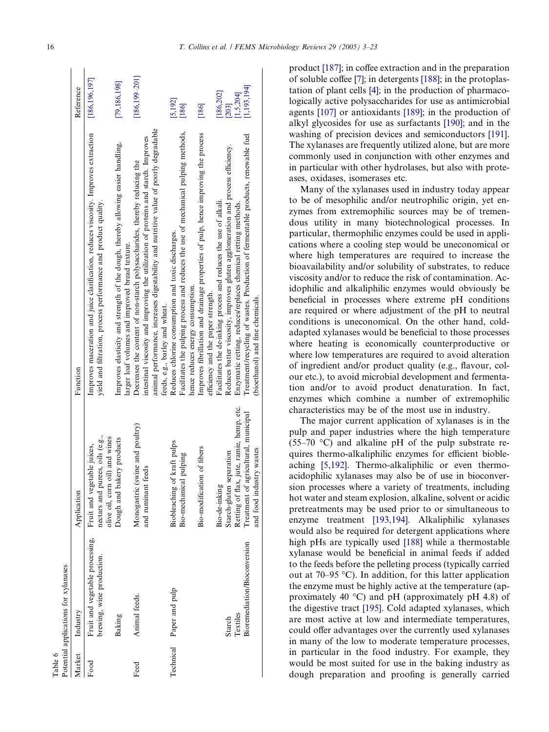Table 6
Potential applications for xylanases

| Market | Industry | Application | Function | Reference |
|---|---|---|---|---|
| Food | Fruit and vegetable processing, brewing, wine production. | Fruit and vegetable juices, nectars and purees, oils (e.g., olive oil, corn oil) and wines | Improves maceration and juice clarification, reduces viscosity. Improves extraction yield and filtration, process performance and product quality. | [186,196,197] |
| | Baking | Dough and bakery products | Improves elasticity and strength of the dough, thereby allowing easier handling, larger loaf volumes and improved bread texture. | [79,186,198] |
| Feed | Animal feeds. | Monogastric (swine and poultry) and ruminant feeds | Decreases the content of non-starch polysaccharides, thereby reducing the intestinal viscosity and improving the utilization of proteins and starch. Improves animal performance, increases digestability and nutritive value of poorly degradable feeds, e.g., barley and wheat. | [186,199–201] |
| Technical | Paper and pulp | Biobleaching of kraft pulps | Reduces chlorine consumption and toxic discharges. | [5,192] |
| | | Bio-mechanical pulping | Facilitates the pulping process and reduces the use of mechanical pulping methods, hence reduces energy consumption. | [186] |
| | | Bio-modification of fibers | Improves fibrillation and drainage properties of pulp, hence improving the process efficiency and the paper strength. | [186] |
| | | Bio-de-inking | Facilitates the de-inking process and reduces the use of alkali. | [186,202] |
| | Starch | Starch-gluten separation | Reduces batter viscosity, improves gluten agglomeration and process efficiency. | [203] |
| | Textiles | Retting of flax, jute, ramie, hemp, etc. | Enzymatic retting, reduces/replaces chemical retting methods. | [1,5,204] |
| | Bioremediation/Bioconversion | Treatment of agricultural, municipal and food industry wastes | Treatment/recycling of wastes. Production of fermentable products, renewable fuel (bioethanol) and fine chemicals. | [1,193,194] |

product [187]; in coffee extraction and in the preparation of soluble coffee [7]; in detergents [188]; in the protoplastation of plant cells [4]; in the production of pharmacologically active polysaccharides for use as antimicrobial agents [107] or antioxidants [189]; in the production of alkyl glycosides for use as surfactants [190]; and in the washing of precision devices and semiconductors [191]. The xylanases are frequently utilized alone, but are more commonly used in conjunction with other enzymes and in particular with other hydrolases, but also with proteases, oxidases, isomerases etc.

Many of the xylanases used in industry today appear to be of mesophilic and/or neutrophilic origin, yet enzymes from extremophilic sources may be of tremendous utility in many biotechnological processes. In particular, thermophilic enzymes could be used in applications where a cooling step would be uneconomical or where high temperatures are required to increase the bioavailability and/or solubility of substrates, to reduce viscosity and/or to reduce the risk of contamination. Acidophilic and alkaliphilic enzymes would obviously be beneficial in processes where extreme pH conditions are required or where adjustment of the pH to neutral conditions is uneconomical. On the other hand, cold-adapted xylanases would be beneficial to those processes where heating is economically counterproductive or where low temperatures are required to avoid alteration of ingredient and/or product quality (e.g., flavour, colour etc.), to avoid microbial development and fermentation and/or to avoid product denaturation. In fact, enzymes which combine a number of extremophilic characteristics may be of the most use in industry.

The major current application of xylanases is in the pulp and paper industries where the high temperature (55–70 °C) and alkaline pH of the pulp substrate requires thermo-alkaliphilic enzymes for efficient biobleaching [5,192]. Thermo-alkaliphilic or even thermo-acidophilic xylanases may also be of use in bioconversion processes where a variety of treatments, including hot water and steam explosion, alkaline, solvent or acidic pretreatments may be used prior to or simultaneous to enzyme treatment [193,194]. Alkaliphilic xylanases would also be required for detergent applications where high pHs are typically used [188] while a thermostable xylanase would be beneficial in animal feeds if added to the feeds before the pelleting process (typically carried out at 70–95 °C). In addition, for this latter application the enzyme must be highly active at the temperature (approximately 40 °C) and pH (approximately pH 4.8) of the digestive tract [195]. Cold adapted xylanases, which are most active at low and intermediate temperatures, could offer advantages over the currently used xylanases in many of the low to moderate temperature processes, in particular in the food industry. For example, they would be most suited for use in the baking industry as dough preparation and proofing is generally carried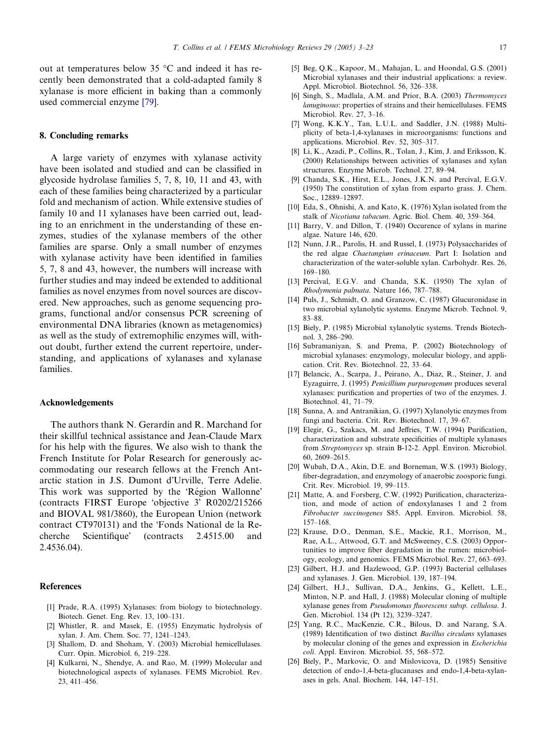out at temperatures below 35 °C and indeed it has recently been demonstrated that a cold-adapted family 8 xylanase is more efficient in baking than a commonly used commercial enzyme [79].

## 8. Concluding remarks

A large variety of enzymes with xylanase activity have been isolated and studied and can be classified in glycoside hydrolase families 5, 7, 8, 10, 11 and 43, with each of these families being characterized by a particular fold and mechanism of action. While extensive studies of family 10 and 11 xylanases have been carried out, leading to an enrichment in the understanding of these enzymes, studies of the xylanase members of the other families are sparse. Only a small number of enzymes with xylanase activity have been identified in families 5, 7, 8 and 43, however, the numbers will increase with further studies and may indeed be extended to additional families as novel enzymes from novel sources are discovered. New approaches, such as genome sequencing programs, functional and/or consensus PCR screening of environmental DNA libraries (known as metagenomics) as well as the study of extremophilic enzymes will, without doubt, further extend the current repertoire, understanding, and applications of xylanases and xylanase families.

## Acknowledgements

The authors thank N. Gerardin and R. Marchand for their skillful technical assistance and Jean-Claude Marx for his help with the figures. We also wish to thank the French Institute for Polar Research for generously accommodating our research fellows at the French Antarctic station in J.S. Dumont d'Urville, Terre Adelie. This work was supported by the 'Région Wallonne' (contracts FIRST Europe 'objective 3' R0202/215266 and BIOVAL 981/3860), the European Union (network contract CT970131) and the 'Fonds National de la Recherche Scientifique' (contracts 2.4515.00 and 2.4536.04).

## References

[1] Prade, R.A. (1995) Xylanases: from biology to biotechnology. Biotech. Genet. Eng. Rev. 13, 100–131.

[2] Whistler, R. and Masek, E. (1955) Enzymatic hydrolysis of xylan. J. Am. Chem. Soc. 77, 1241–1243.

[3] Shallom, D. and Shoham, Y. (2003) Microbial hemicellulases. Curr. Opin. Microbiol. 6, 219–228.

[4] Kulkarni, N., Shendye, A. and Rao, M. (1999) Molecular and biotechnological aspects of xylanases. FEMS Microbiol. Rev. 23, 411–456.

[5] Beg, Q.K., Kapoor, M., Mahajan, L. and Hoondal, G.S. (2001) Microbial xylanases and their industrial applications: a review. Appl. Microbiol. Biotechnol. 56, 326–338.

[6] Singh, S., Madlala, A.M. and Prior, B.A. (2003) *Thermomyces lanuginosus*: properties of strains and their hemicellulases. FEMS Microbiol. Rev. 27, 3–16.

[7] Wong, K.K.Y., Tan, L.U.L. and Saddler, J.N. (1988) Multiplicity of beta-1,4-xylanases in microorganisms: functions and applications. Microbiol. Rev. 52, 305–317.

[8] Li, K., Azadi, P., Collins, R., Tolan, J., Kim, J. and Eriksson, K. (2000) Relationships between activities of xylanases and xylan structures. Enzyme Microb. Technol. 27, 89–94.

[9] Chanda, S.K., Hirst, E.L., Jones, J.K.N. and Percival, E.G.V. (1950) The constitution of xylan from esparto grass. J. Chem. Soc., 12889–12897.

[10] Eda, S., Ohnishi, A. and Kato, K. (1976) Xylan isolated from the stalk of *Nicotiana tabacum*. Agric. Biol. Chem. 40, 359–364.

[11] Barry, V. and Dillon, T. (1940) Occurence of xylans in marine algae. Nature 146, 620.

[12] Nunn, J.R., Parolis, H. and Russel, I. (1973) Polysaccharides of the red algae *Chaetangium erinaceum*. Part I: Isolation and characterization of the water-soluble xylan. Carbohydr. Res. 26, 169–180.

[13] Percival, E.G.V. and Chanda, S.K. (1950) The xylan of *Rhodymenia palmata*. Nature 166, 787–788.

[14] Puls, J., Schmidt, O. and Granzow, C. (1987) Glucuronidase in two microbial xylanolytic systems. Enzyme Microb. Technol. 9, 83–88.

[15] Biely, P. (1985) Microbial xylanolytic systems. Trends Biotechnol. 3, 286–290.

[16] Subramaniyan, S. and Prema, P. (2002) Biotechnology of microbial xylanases: enzymology, molecular biology, and application. Crit. Rev. Biotechnol. 22, 33–64.

[17] Belancic, A., Scarpa, J., Peirano, A., Diaz, R., Steiner, J. and Eyzaguirre, J. (1995) *Penicillium purpurogenum* produces several xylanases: purification and properties of two of the enzymes. J. Biotechnol. 41, 71–79.

[18] Sunna, A. and Antranikian, G. (1997) Xylanolytic enzymes from fungi and bacteria. Crit. Rev. Biotechnol. 17, 39–67.

[19] Elegir, G., Szakacs, M. and Jeffries, T.W. (1994) Purification, characterization and substrate specificities of multiple xylanases from *Streptomyces* sp. strain B-12-2. Appl. Environ. Microbiol. 60, 2609–2615.

[20] Wubah, D.A., Akin, D.E. and Borneman, W.S. (1993) Biology, fiber-degradation, and enzymology of anaerobic zoosporic fungi. Crit. Rev. Microbiol. 19, 99–115.

[21] Matte, A. and Forsberg, C.W. (1992) Purification, characterization, and mode of action of endoxylanases 1 and 2 from *Fibrobacter succinogenes* S85. Appl. Environ. Microbiol. 58, 157–168.

[22] Krause, D.O., Denman, S.E., Mackie, R.I., Morrison, M., Rae, A.L., Attwood, G.T. and McSweeney, C.S. (2003) Opportunities to improve fiber degradation in the rumen: microbiology, ecology, and genomics. FEMS Microbiol. Rev. 27, 663–693.

[23] Gilbert, H.J. and Hazlewood, G.P. (1993) Bacterial cellulases and xylanases. J. Gen. Microbiol. 139, 187–194.

[24] Gilbert, H.J., Sullivan, D.A., Jenkins, G., Kellett, L.E., Minton, N.P. and Hall, J. (1988) Molecular cloning of multiple xylanase genes from *Pseudomonas fluorescens subsp. cellulosa*. J. Gen. Microbiol. 134 (Pt 12), 3239–3247.

[25] Yang, R.C., MacKenzie, C.R., Bilous, D. and Narang, S.A. (1989) Identification of two distinct *Bacillus circulans* xylanases by molecular cloning of the genes and expression in *Escherichia coli*. Appl. Environ. Microbiol. 55, 568–572.

[26] Biely, P., Markovic, O. and Mislovicova, D. (1985) Sensitive detection of endo-1,4-beta-glucanases and endo-1,4-beta-xylanases in gels. Anal. Biochem. 144, 147–151.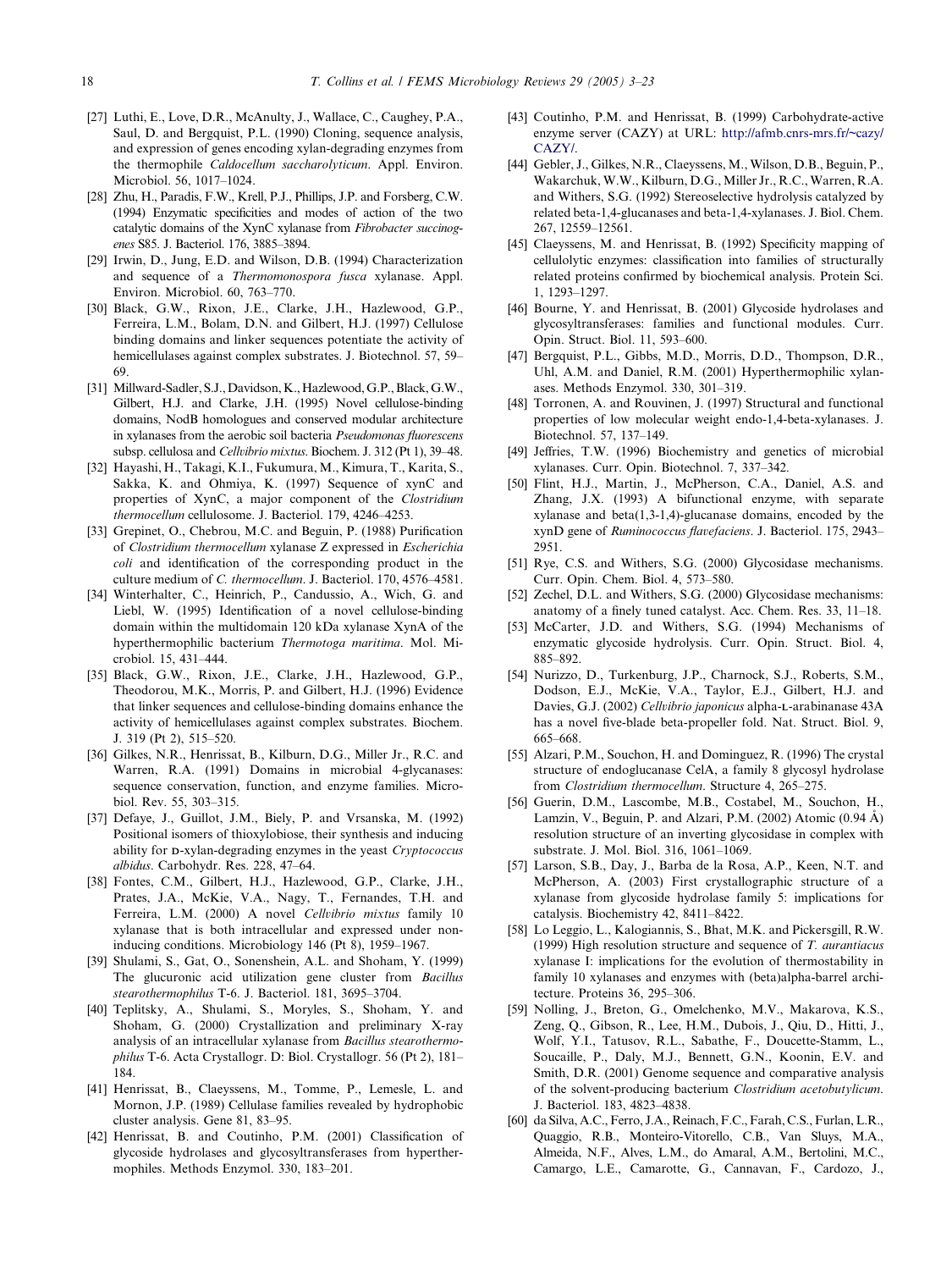[27] Luthi, E., Love, D.R., McAnulty, J., Wallace, C., Caughey, P.A., Saul, D. and Bergquist, P.L. (1990) Cloning, sequence analysis, and expression of genes encoding xylan-degrading enzymes from the thermophile *Caldocellum saccharolyticum*. Appl. Environ. Microbiol. 56, 1017–1024.

[28] Zhu, H., Paradis, F.W., Krell, P.J., Phillips, J.P. and Forsberg, C.W. (1994) Enzymatic specificities and modes of action of the two catalytic domains of the XynC xylanase from *Fibrobacter succinogenes* S85. J. Bacteriol. 176, 3885–3894.

[29] Irwin, D., Jung, E.D. and Wilson, D.B. (1994) Characterization and sequence of a *Thermomonospora fusca* xylanase. Appl. Environ. Microbiol. 60, 763–770.

[30] Black, G.W., Rixon, J.E., Clarke, J.H., Hazlewood, G.P., Ferreira, L.M., Bolam, D.N. and Gilbert, H.J. (1997) Cellulose binding domains and linker sequences potentiate the activity of hemicellulases against complex substrates. J. Biotechnol. 57, 59–69.

[31] Millward-Sadler, S.J., Davidson, K., Hazlewood, G.P., Black, G.W., Gilbert, H.J. and Clarke, J.H. (1995) Novel cellulose-binding domains, NodB homologues and conserved modular architecture in xylanases from the aerobic soil bacteria *Pseudomonas fluorescens* subsp. cellulosa and *Cellvibrio mixtus*. Biochem. J. 312 (Pt 1), 39–48.

[32] Hayashi, H., Takagi, K.I., Fukumura, M., Kimura, T., Karita, S., Sakka, K. and Ohmiya, K. (1997) Sequence of xynC and properties of XynC, a major component of the *Clostridium thermocellum* cellulosome. J. Bacteriol. 179, 4246–4253.

[33] Grepinet, O., Chebrou, M.C. and Beguin, P. (1988) Purification of *Clostridium thermocellum* xylanase Z expressed in *Escherichia coli* and identification of the corresponding product in the culture medium of *C. thermocellum*. J. Bacteriol. 170, 4576–4581.

[34] Winterhalter, C., Heinrich, P., Candussio, A., Wich, G. and Liebl, W. (1995) Identification of a novel cellulose-binding domain within the multidomain 120 kDa xylanase XynA of the hyperthermophilic bacterium *Thermotoga maritima*. Mol. Microbiol. 15, 431–444.

[35] Black, G.W., Rixon, J.E., Clarke, J.H., Hazlewood, G.P., Theodorou, M.K., Morris, P. and Gilbert, H.J. (1996) Evidence that linker sequences and cellulose-binding domains enhance the activity of hemicellulases against complex substrates. Biochem. J. 319 (Pt 2), 515–520.

[36] Gilkes, N.R., Henrissat, B., Kilburn, D.G., Miller Jr., R.C. and Warren, R.A. (1991) Domains in microbial 4-glycanases: sequence conservation, function, and enzyme families. Microbiol. Rev. 55, 303–315.

[37] Defaye, J., Guillot, J.M., Biely, P. and Vrsanska, M. (1992) Positional isomers of thioxylobiose, their synthesis and inducing ability for D-xylan-degrading enzymes in the yeast *Cryptococcus albidus*. Carbohydr. Res. 228, 47–64.

[38] Fontes, C.M., Gilbert, H.J., Hazlewood, G.P., Clarke, J.H., Prates, J.A., McKie, V.A., Nagy, T., Fernandes, T.H. and Ferreira, L.M. (2000) A novel *Cellvibrio mixtus* family 10 xylanase that is both intracellular and expressed under non-inducing conditions. Microbiology 146 (Pt 8), 1959–1967.

[39] Shulami, S., Gat, O., Sonenshein, A.L. and Shoham, Y. (1999) The glucuronic acid utilization gene cluster from *Bacillus stearothermophilus* T-6. J. Bacteriol. 181, 3695–3704.

[40] Teplitsky, A., Shulami, S., Moryles, S., Shoham, Y. and Shoham, G. (2000) Crystallization and preliminary X-ray analysis of an intracellular xylanase from *Bacillus stearothermophilus* T-6. Acta Crystallogr. D: Biol. Crystallogr. 56 (Pt 2), 181–184.

[41] Henrissat, B., Claeyssens, M., Tomme, P., Lemesle, L. and Mornon, J.P. (1989) Cellulase families revealed by hydrophobic cluster analysis. Gene 81, 83–95.

[42] Henrissat, B. and Coutinho, P.M. (2001) Classification of glycoside hydrolases and glycosyltransferases from hyperthermophiles. Methods Enzymol. 330, 183–201.

[43] Coutinho, P.M. and Henrissat, B. (1999) Carbohydrate-active enzyme server (CAZY) at URL: http://afmb.cnrs-mrs.fr/~cazy/CAZY/.

[44] Gebler, J., Gilkes, N.R., Claeyssens, M., Wilson, D.B., Beguin, P., Wakarchuk, W.W., Kilburn, D.G., Miller Jr., R.C., Warren, R.A. and Withers, S.G. (1992) Stereoselective hydrolysis catalyzed by related beta-1,4-glucanases and beta-1,4-xylanases. J. Biol. Chem. 267, 12559–12561.

[45] Claeyssens, M. and Henrissat, B. (1992) Specificity mapping of cellulolytic enzymes: classification into families of structurally related proteins confirmed by biochemical analysis. Protein Sci. 1, 1293–1297.

[46] Bourne, Y. and Henrissat, B. (2001) Glycoside hydrolases and glycosyltransferases: families and functional modules. Curr. Opin. Struct. Biol. 11, 593–600.

[47] Bergquist, P.L., Gibbs, M.D., Morris, D.D., Thompson, D.R., Uhl, A.M. and Daniel, R.M. (2001) Hyperthermophilic xylanases. Methods Enzymol. 330, 301–319.

[48] Torronen, A. and Rouvinen, J. (1997) Structural and functional properties of low molecular weight endo-1,4-beta-xylanases. J. Biotechnol. 57, 137–149.

[49] Jeffries, T.W. (1996) Biochemistry and genetics of microbial xylanases. Curr. Opin. Biotechnol. 7, 337–342.

[50] Flint, H.J., Martin, J., McPherson, C.A., Daniel, A.S. and Zhang, J.X. (1993) A bifunctional enzyme, with separate xylanase and beta(1,3-1,4)-glucanase domains, encoded by the xynD gene of *Ruminococcus flavefaciens*. J. Bacteriol. 175, 2943–2951.

[51] Rye, C.S. and Withers, S.G. (2000) Glycosidase mechanisms. Curr. Opin. Chem. Biol. 4, 573–580.

[52] Zechel, D.L. and Withers, S.G. (2000) Glycosidase mechanisms: anatomy of a finely tuned catalyst. Acc. Chem. Res. 33, 11–18.

[53] McCarter, J.D. and Withers, S.G. (1994) Mechanisms of enzymatic glycoside hydrolysis. Curr. Opin. Struct. Biol. 4, 885–892.

[54] Nurizzo, D., Turkenburg, J.P., Charnock, S.J., Roberts, S.M., Dodson, E.J., McKie, V.A., Taylor, E.J., Gilbert, H.J. and Davies, G.J. (2002) *Cellvibrio japonicus* alpha-L-arabinanase 43A has a novel five-blade beta-propeller fold. Nat. Struct. Biol. 9, 665–668.

[55] Alzari, P.M., Souchon, H. and Dominguez, R. (1996) The crystal structure of endoglucanase CelA, a family 8 glycosyl hydrolase from *Clostridium thermocellum*. Structure 4, 265–275.

[56] Guerin, D.M., Lascombe, M.B., Costabel, M., Souchon, H., Lamzin, V., Beguin, P. and Alzari, P.M. (2002) Atomic (0.94 Å) resolution structure of an inverting glycosidase in complex with substrate. J. Mol. Biol. 316, 1061–1069.

[57] Larson, S.B., Day, J., Barba de la Rosa, A.P., Keen, N.T. and McPherson, A. (2003) First crystallographic structure of a xylanase from glycoside hydrolase family 5: implications for catalysis. Biochemistry 42, 8411–8422.

[58] Lo Leggio, L., Kalogiannis, S., Bhat, M.K. and Pickersgill, R.W. (1999) High resolution structure and sequence of *T. aurantiacus* xylanase I: implications for the evolution of thermostability in family 10 xylanases and enzymes with (beta)alpha-barrel architecture. Proteins 36, 295–306.

[59] Nolling, J., Breton, G., Omelchenko, M.V., Makarova, K.S., Zeng, Q., Gibson, R., Lee, H.M., Dubois, J., Qiu, D., Hitti, J., Wolf, Y.I., Tatusov, R.L., Sabathe, F., Doucette-Stamm, L., Soucaille, P., Daly, M.J., Bennett, G.N., Koonin, E.V. and Smith, D.R. (2001) Genome sequence and comparative analysis of the solvent-producing bacterium *Clostridium acetobutylicum*. J. Bacteriol. 183, 4823–4838.

[60] da Silva, A.C., Ferro, J.A., Reinach, F.C., Farah, C.S., Furlan, L.R., Quaggio, R.B., Monteiro-Vitorello, C.B., Van Sluys, M.A., Almeida, N.F., Alves, L.M., do Amaral, A.M., Bertolini, M.C., Camargo, L.E., Camarotte, G., Cannavan, F., Cardozo, J.,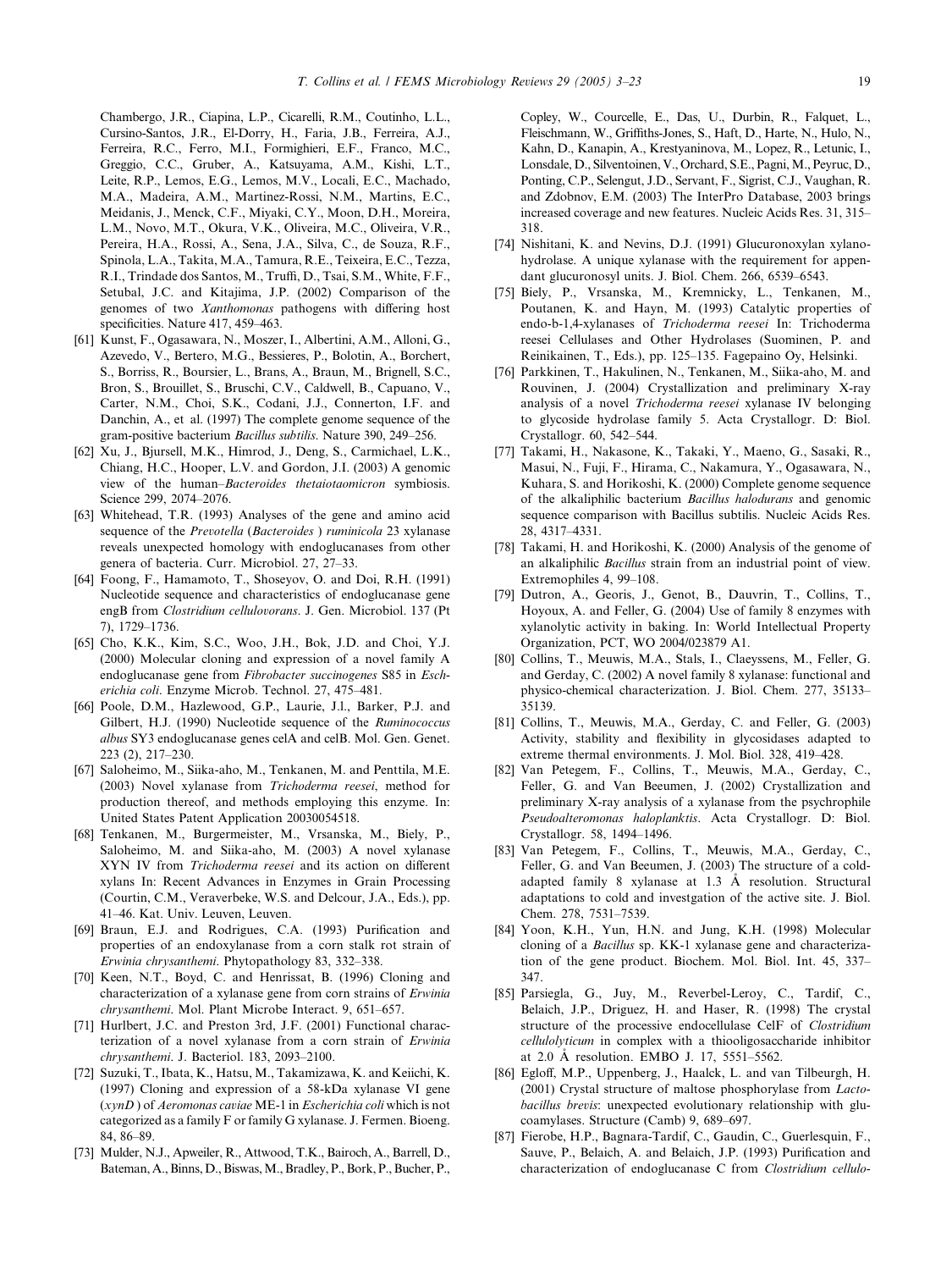Chambergo, J.R., Ciapina, L.P., Cicarelli, R.M., Coutinho, L.L., Cursino-Santos, J.R., El-Dorry, H., Faria, J.B., Ferreira, A.J., Ferreira, R.C., Ferro, M.I., Formighieri, E.F., Franco, M.C., Greggio, C.C., Gruber, A., Katsuyama, A.M., Kishi, L.T., Leite, R.P., Lemos, E.G., Lemos, M.V., Locali, E.C., Machado, M.A., Madeira, A.M., Martinez-Rossi, N.M., Martins, E.C., Meidanis, J., Menck, C.F., Miyaki, C.Y., Moon, D.H., Moreira, L.M., Novo, M.T., Okura, V.K., Oliveira, M.C., Oliveira, V.R., Pereira, H.A., Rossi, A., Sena, J.A., Silva, C., de Souza, R.F., Spinola, L.A., Takita, M.A., Tamura, R.E., Teixeira, E.C., Tezza, R.I., Trindade dos Santos, M., Truffi, D., Tsai, S.M., White, F.F., Setubal, J.C. and Kitajima, J.P. (2002) Comparison of the genomes of two *Xanthomonas* pathogens with differing host specificities. Nature 417, 459–463.

[61] Kunst, F., Ogasawara, N., Moszer, I., Albertini, A.M., Alloni, G., Azevedo, V., Bertero, M.G., Bessieres, P., Bolotin, A., Borchert, S., Borriss, R., Boursier, L., Brans, A., Braun, M., Brignell, S.C., Bron, S., Brouillet, S., Bruschi, C.V., Caldwell, B., Capuano, V., Carter, N.M., Choi, S.K., Codani, J.J., Connerton, I.F. and Danchin, A., et al. (1997) The complete genome sequence of the gram-positive bacterium *Bacillus subtilis*. Nature 390, 249–256.

[62] Xu, J., Bjursell, M.K., Himrod, J., Deng, S., Carmichael, L.K., Chiang, H.C., Hooper, L.V. and Gordon, J.I. (2003) A genomic view of the human–*Bacteroides thetaiotaomicron* symbiosis. Science 299, 2074–2076.

[63] Whitehead, T.R. (1993) Analyses of the gene and amino acid sequence of the *Prevotella* (*Bacteroides* ) *ruminicola* 23 xylanase reveals unexpected homology with endoglucanases from other genera of bacteria. Curr. Microbiol. 27, 27–33.

[64] Foong, F., Hamamoto, T., Shoseyov, O. and Doi, R.H. (1991) Nucleotide sequence and characteristics of endoglucanase gene engB from *Clostridium cellulovorans*. J. Gen. Microbiol. 137 (Pt 7), 1729–1736.

[65] Cho, K.K., Kim, S.C., Woo, J.H., Bok, J.D. and Choi, Y.J. (2000) Molecular cloning and expression of a novel family A endoglucanase gene from *Fibrobacter succinogenes* S85 in *Escherichia coli*. Enzyme Microb. Technol. 27, 475–481.

[66] Poole, D.M., Hazlewood, G.P., Laurie, J.I., Barker, P.J. and Gilbert, H.J. (1990) Nucleotide sequence of the *Ruminococcus albus* SY3 endoglucanase genes celA and celB. Mol. Gen. Genet. 223 (2), 217–230.

[67] Saloheimo, M., Siika-aho, M., Tenkanen, M. and Penttila, M.E. (2003) Novel xylanase from *Trichoderma reesei*, method for production thereof, and methods employing this enzyme. In: United States Patent Application 20030054518.

[68] Tenkanen, M., Burgermeister, M., Vrsanska, M., Biely, P., Saloheimo, M. and Siika-aho, M. (2003) A novel xylanase XYN IV from *Trichoderma reesei* and its action on different xylans In: Recent Advances in Enzymes in Grain Processing (Courtin, C.M., Veraverbeke, W.S. and Delcour, J.A., Eds.), pp. 41–46. Kat. Univ. Leuven, Leuven.

[69] Braun, E.J. and Rodrigues, C.A. (1993) Purification and properties of an endoxylanase from a corn stalk rot strain of *Erwinia chrysanthemi*. Phytopathology 83, 332–338.

[70] Keen, N.T., Boyd, C. and Henrissat, B. (1996) Cloning and characterization of a xylanase gene from corn strains of *Erwinia chrysanthemi*. Mol. Plant Microbe Interact. 9, 651–657.

[71] Hurlbert, J.C. and Preston 3rd, J.F. (2001) Functional characterization of a novel xylanase from a corn strain of *Erwinia chrysanthemi*. J. Bacteriol. 183, 2093–2100.

[72] Suzuki, T., Ibata, K., Hatsu, M., Takamizawa, K. and Keiichi, K. (1997) Cloning and expression of a 58-kDa xylanase VI gene (*xynD* ) of *Aeromonas caviae* ME-1 in *Escherichia coli* which is not categorized as a family F or family G xylanase. J. Fermen. Bioeng. 84, 86–89.

[73] Mulder, N.J., Apweiler, R., Attwood, T.K., Bairoch, A., Barrell, D., Bateman, A., Binns, D., Biswas, M., Bradley, P., Bork, P., Bucher, P., Copley, W., Courcelle, E., Das, U., Durbin, R., Falquet, L., Fleischmann, W., Griffiths-Jones, S., Haft, D., Harte, N., Hulo, N., Kahn, D., Kanapin, A., Krestyaninova, M., Lopez, R., Letunic, I., Lonsdale, D., Silventoinen, V., Orchard, S.E., Pagni, M., Peyruc, D., Ponting, C.P., Selengut, J.D., Servant, F., Sigrist, C.J., Vaughan, R. and Zdobnov, E.M. (2003) The InterPro Database, 2003 brings increased coverage and new features. Nucleic Acids Res. 31, 315–318.

[74] Nishitani, K. and Nevins, D.J. (1991) Glucuronoxylan xylanohydrolase. A unique xylanase with the requirement for appendant glucuronosyl units. J. Biol. Chem. 266, 6539–6543.

[75] Biely, P., Vrsanska, M., Kremnicky, L., Tenkanen, M., Poutanen, K. and Hayn, M. (1993) Catalytic properties of endo-b-1,4-xylanases of *Trichoderma reesei* In: Trichoderma reesei Cellulases and Other Hydrolases (Suominen, P. and Reinikainen, T., Eds.), pp. 125–135. Fagepaino Oy, Helsinki.

[76] Parkkinen, T., Hakulinen, N., Tenkanen, M., Siika-aho, M. and Rouvinen, J. (2004) Crystallization and preliminary X-ray analysis of a novel *Trichoderma reesei* xylanase IV belonging to glycoside hydrolase family 5. Acta Crystallogr. D: Biol. Crystallogr. 60, 542–544.

[77] Takami, H., Nakasone, K., Takaki, Y., Maeno, G., Sasaki, R., Masui, N., Fuji, F., Hirama, C., Nakamura, Y., Ogasawara, N., Kuhara, S. and Horikoshi, K. (2000) Complete genome sequence of the alkaliphilic bacterium *Bacillus halodurans* and genomic sequence comparison with Bacillus subtilis. Nucleic Acids Res. 28, 4317–4331.

[78] Takami, H. and Horikoshi, K. (2000) Analysis of the genome of an alkaliphilic *Bacillus* strain from an industrial point of view. Extremophiles 4, 99–108.

[79] Dutron, A., Georis, J., Genot, B., Dauvrin, T., Collins, T., Hoyoux, A. and Feller, G. (2004) Use of family 8 enzymes with xylanolytic activity in baking. In: World Intellectual Property Organization, PCT, WO 2004/023879 A1.

[80] Collins, T., Meuwis, M.A., Stals, I., Claeyssens, M., Feller, G. and Gerday, C. (2002) A novel family 8 xylanase: functional and physico-chemical characterization. J. Biol. Chem. 277, 35133–35139.

[81] Collins, T., Meuwis, M.A., Gerday, C. and Feller, G. (2003) Activity, stability and flexibility in glycosidases adapted to extreme thermal environments. J. Mol. Biol. 328, 419–428.

[82] Van Petegem, F., Collins, T., Meuwis, M.A., Gerday, C., Feller, G. and Van Beeumen, J. (2002) Crystallization and preliminary X-ray analysis of a xylanase from the psychrophile *Pseudoalteromonas haloplanktis*. Acta Crystallogr. D: Biol. Crystallogr. 58, 1494–1496.

[83] Van Petegem, F., Collins, T., Meuwis, M.A., Gerday, C., Feller, G. and Van Beeumen, J. (2003) The structure of a cold-adapted family 8 xylanase at 1.3 Å resolution. Structural adaptations to cold and investgation of the active site. J. Biol. Chem. 278, 7531–7539.

[84] Yoon, K.H., Yun, H.N. and Jung, K.H. (1998) Molecular cloning of a *Bacillus* sp. KK-1 xylanase gene and characterization of the gene product. Biochem. Mol. Biol. Int. 45, 337–347.

[85] Parsiegla, G., Juy, M., Reverbel-Leroy, C., Tardif, C., Belaich, J.P., Driguez, H. and Haser, R. (1998) The crystal structure of the processive endocellulase CelF of *Clostridium cellulolyticum* in complex with a thiooligosaccharide inhibitor at 2.0 Å resolution. EMBO J. 17, 5551–5562.

[86] Egloff, M.P., Uppenberg, J., Haalck, L. and van Tilbeurgh, H. (2001) Crystal structure of maltose phosphorylase from *Lactobacillus brevis*: unexpected evolutionary relationship with glucoamylases. Structure (Camb) 9, 689–697.

[87] Fierobe, H.P., Bagnara-Tardif, C., Gaudin, C., Guerlesquin, F., Sauve, P., Belaich, A. and Belaich, J.P. (1993) Purification and characterization of endoglucanase C from *Clostridium cellulo-*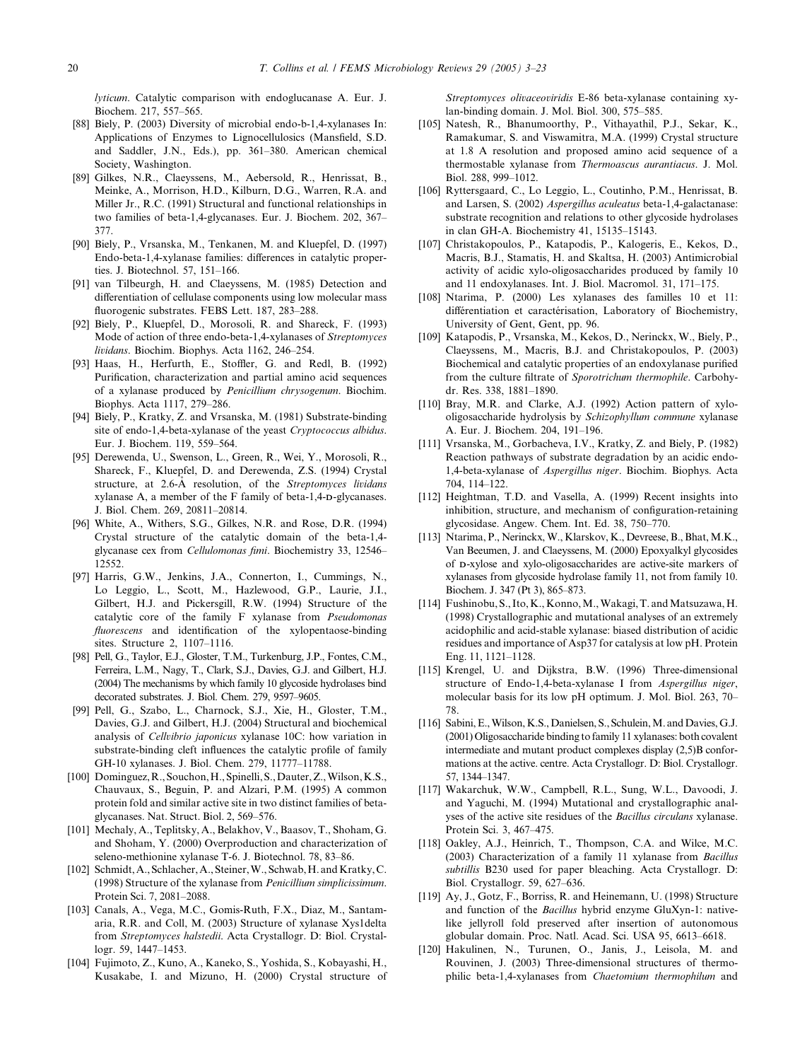lyticum. Catalytic comparison with endoglucanase A. Eur. J. Biochem. 217, 557–565.

[88] Biely, P. (2003) Diversity of microbial endo-b-1,4-xylanases In: Applications of Enzymes to Lignocellulosics (Mansfield, S.D. and Saddler, J.N., Eds.), pp. 361–380. American chemical Society, Washington.

[89] Gilkes, N.R., Claeyssens, M., Aebersold, R., Henrissat, B., Meinke, A., Morrison, H.D., Kilburn, D.G., Warren, R.A. and Miller Jr., R.C. (1991) Structural and functional relationships in two families of beta-1,4-glycanases. Eur. J. Biochem. 202, 367–377.

[90] Biely, P., Vrsanska, M., Tenkanen, M. and Kluepfel, D. (1997) Endo-beta-1,4-xylanase families: differences in catalytic properties. J. Biotechnol. 57, 151–166.

[91] van Tilbeurgh, H. and Claeyssens, M. (1985) Detection and differentiation of cellulase components using low molecular mass fluorogenic substrates. FEBS Lett. 187, 283–288.

[92] Biely, P., Kluepfel, D., Morosoli, R. and Shareck, F. (1993) Mode of action of three endo-beta-1,4-xylanases of *Streptomyces lividans*. Biochim. Biophys. Acta 1162, 246–254.

[93] Haas, H., Herfurth, E., Stoffler, G. and Redl, B. (1992) Purification, characterization and partial amino acid sequences of a xylanase produced by *Penicillium chrysogenum*. Biochim. Biophys. Acta 1117, 279–286.

[94] Biely, P., Kratky, Z. and Vrsanska, M. (1981) Substrate-binding site of endo-1,4-beta-xylanase of the yeast *Cryptococcus albidus*. Eur. J. Biochem. 119, 559–564.

[95] Derewenda, U., Swenson, L., Green, R., Wei, Y., Morosoli, R., Shareck, F., Kluepfel, D. and Derewenda, Z.S. (1994) Crystal structure, at 2.6-Å resolution, of the *Streptomyces lividans* xylanase A, a member of the F family of beta-1,4-D-glycanases. J. Biol. Chem. 269, 20811–20814.

[96] White, A., Withers, S.G., Gilkes, N.R. and Rose, D.R. (1994) Crystal structure of the catalytic domain of the beta-1,4-glycanase cex from *Cellulomonas fimi*. Biochemistry 33, 12546–12552.

[97] Harris, G.W., Jenkins, J.A., Connerton, I., Cummings, N., Lo Leggio, L., Scott, M., Hazlewood, G.P., Laurie, J.I., Gilbert, H.J. and Pickersgill, R.W. (1994) Structure of the catalytic core of the family F xylanase from *Pseudomonas fluorescens* and identification of the xylopentaose-binding sites. Structure 2, 1107–1116.

[98] Pell, G., Taylor, E.J., Gloster, T.M., Turkenburg, J.P., Fontes, C.M., Ferreira, L.M., Nagy, T., Clark, S.J., Davies, G.J. and Gilbert, H.J. (2004) The mechanisms by which family 10 glycoside hydrolases bind decorated substrates. J. Biol. Chem. 279, 9597–9605.

[99] Pell, G., Szabo, L., Charnock, S.J., Xie, H., Gloster, T.M., Davies, G.J. and Gilbert, H.J. (2004) Structural and biochemical analysis of *Cellvibrio japonicus* xylanase 10C: how variation in substrate-binding cleft influences the catalytic profile of family GH-10 xylanases. J. Biol. Chem. 279, 11777–11788.

[100] Dominguez, R., Souchon, H., Spinelli, S., Dauter, Z., Wilson, K.S., Chauvaux, S., Beguin, P. and Alzari, P.M. (1995) A common protein fold and similar active site in two distinct families of beta-glycanases. Nat. Struct. Biol. 2, 569–576.

[101] Mechaly, A., Teplitsky, A., Belakhov, V., Baasov, T., Shoham, G. and Shoham, Y. (2000) Overproduction and characterization of seleno-methionine xylanase T-6. J. Biotechnol. 78, 83–86.

[102] Schmidt, A., Schlacher, A., Steiner, W., Schwab, H. and Kratky, C. (1998) Structure of the xylanase from *Penicillium simplicissimum*. Protein Sci. 7, 2081–2088.

[103] Canals, A., Vega, M.C., Gomis-Ruth, F.X., Diaz, M., Santamaria, R.R. and Coll, M. (2003) Structure of xylanase Xys1delta from *Streptomyces halstedii*. Acta Crystallogr. D: Biol. Crystallogr. 59, 1447–1453.

[104] Fujimoto, Z., Kuno, A., Kaneko, S., Yoshida, S., Kobayashi, H., Kusakabe, I. and Mizuno, H. (2000) Crystal structure of *Streptomyces olivaceoviridis* E-86 beta-xylanase containing xylan-binding domain. J. Mol. Biol. 300, 575–585.

[105] Natesh, R., Bhanumoorthy, P., Vithayathil, P.J., Sekar, K., Ramakumar, S. and Viswamitra, M.A. (1999) Crystal structure at 1.8 A resolution and proposed amino acid sequence of a thermostable xylanase from *Thermoascus aurantiacus*. J. Mol. Biol. 288, 999–1012.

[106] Ryttersgaard, C., Lo Leggio, L., Coutinho, P.M., Henrissat, B. and Larsen, S. (2002) *Aspergillus aculeatus* beta-1,4-galactanase: substrate recognition and relations to other glycoside hydrolases in clan GH-A. Biochemistry 41, 15135–15143.

[107] Christakopoulos, P., Katapodis, P., Kalogeris, E., Kekos, D., Macris, B.J., Stamatis, H. and Skaltsa, H. (2003) Antimicrobial activity of acidic xylo-oligosaccharides produced by family 10 and 11 endoxylanases. Int. J. Biol. Macromol. 31, 171–175.

[108] Ntarima, P. (2000) Les xylanases des familles 10 et 11: différentiation et caractérisation, Laboratory of Biochemistry, University of Gent, Gent, pp. 96.

[109] Katapodis, P., Vrsanska, M., Kekos, D., Nerinckx, W., Biely, P., Claeyssens, M., Macris, B.J. and Christakopoulos, P. (2003) Biochemical and catalytic properties of an endoxylanase purified from the culture filtrate of *Sporotrichum thermophile*. Carbohydr. Res. 338, 1881–1890.

[110] Bray, M.R. and Clarke, A.J. (1992) Action pattern of xylo-oligosaccharide hydrolysis by *Schizophyllum commune* xylanase A. Eur. J. Biochem. 204, 191–196.

[111] Vrsanska, M., Gorbacheva, I.V., Kratky, Z. and Biely, P. (1982) Reaction pathways of substrate degradation by an acidic endo-1,4-beta-xylanase of *Aspergillus niger*. Biochim. Biophys. Acta 704, 114–122.

[112] Heightman, T.D. and Vasella, A. (1999) Recent insights into inhibition, structure, and mechanism of configuration-retaining glycosidase. Angew. Chem. Int. Ed. 38, 750–770.

[113] Ntarima, P., Nerinckx, W., Klarskov, K., Devreese, B., Bhat, M.K., Van Beeumen, J. and Claeyssens, M. (2000) Epoxyalkyl glycosides of D-xylose and xylo-oligosaccharides are active-site markers of xylanases from glycoside hydrolase family 11, not from family 10. Biochem. J. 347 (Pt 3), 865–873.

[114] Fushinobu, S., Ito, K., Konno, M., Wakagi, T. and Matsuzawa, H. (1998) Crystallographic and mutational analyses of an extremely acidophilic and acid-stable xylanase: biased distribution of acidic residues and importance of Asp37 for catalysis at low pH. Protein Eng. 11, 1121–1128.

[115] Krengel, U. and Dijkstra, B.W. (1996) Three-dimensional structure of Endo-1,4-beta-xylanase I from *Aspergillus niger*, molecular basis for its low pH optimum. J. Mol. Biol. 263, 70–78.

[116] Sabini, E., Wilson, K.S., Danielsen, S., Schulein, M. and Davies, G.J. (2001) Oligosaccharide binding to family 11 xylanases: both covalent intermediate and mutant product complexes display (2,5)B conformations at the active. centre. Acta Crystallogr. D: Biol. Crystallogr. 57, 1344–1347.

[117] Wakarchuk, W.W., Campbell, R.L., Sung, W.L., Davoodi, J. and Yaguchi, M. (1994) Mutational and crystallographic analyses of the active site residues of the *Bacillus circulans* xylanase. Protein Sci. 3, 467–475.

[118] Oakley, A.J., Heinrich, T., Thompson, C.A. and Wilce, M.C. (2003) Characterization of a family 11 xylanase from *Bacillus subtillis* B230 used for paper bleaching. Acta Crystallogr. D: Biol. Crystallogr. 59, 627–636.

[119] Ay, J., Gotz, F., Borriss, R. and Heinemann, U. (1998) Structure and function of the *Bacillus* hybrid enzyme GluXyn-1: native-like jellyroll fold preserved after insertion of autonomous globular domain. Proc. Natl. Acad. Sci. USA 95, 6613–6618.

[120] Hakulinen, N., Turunen, O., Janis, J., Leisola, M. and Rouvinen, J. (2003) Three-dimensional structures of thermophilic beta-1,4-xylanases from *Chaetomium thermophilum* and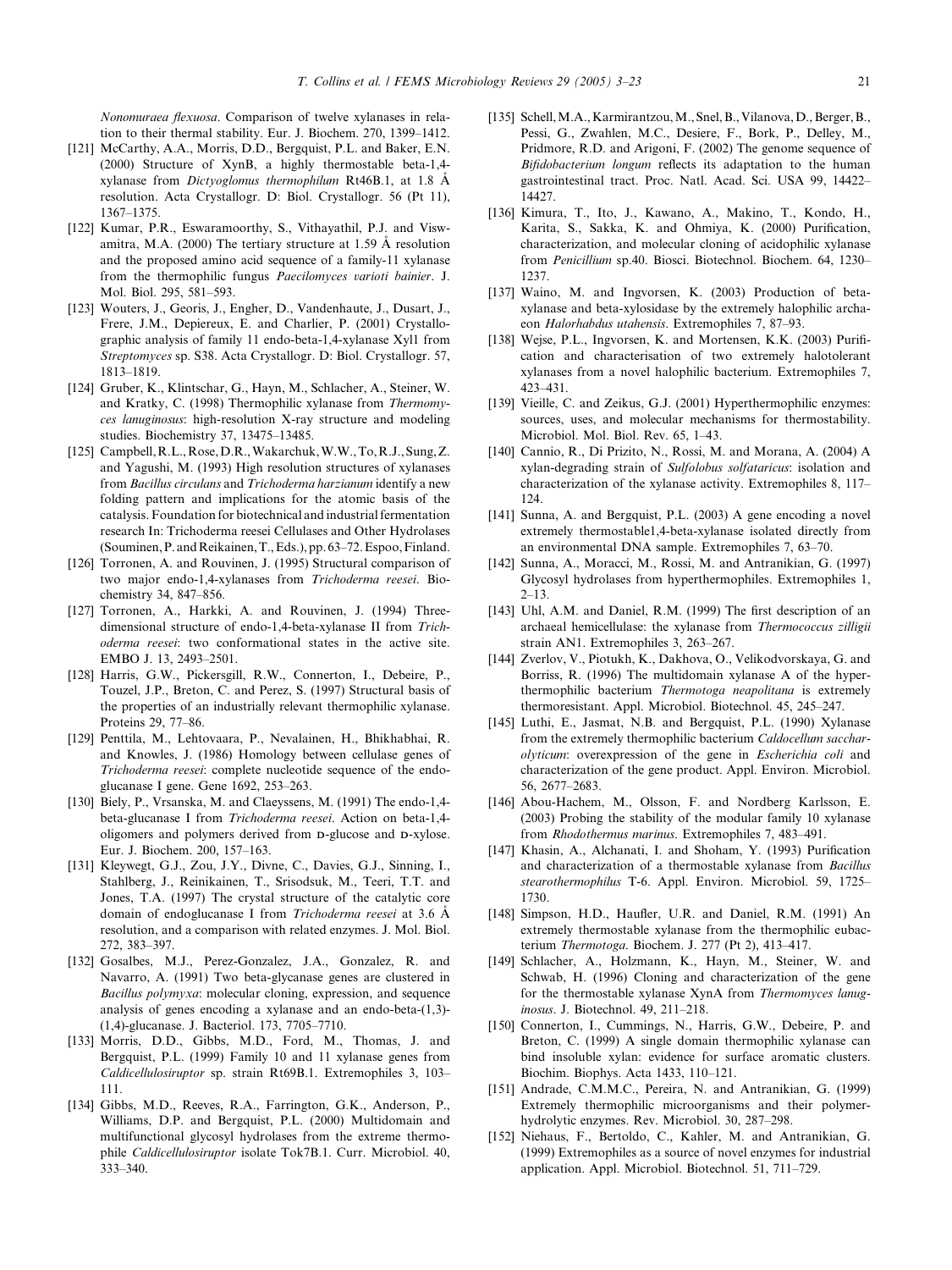*Nonomuraea flexuosa*. Comparison of twelve xylanases in relation to their thermal stability. Eur. J. Biochem. 270, 1399–1412.

[121] McCarthy, A.A., Morris, D.D., Bergquist, P.L. and Baker, E.N. (2000) Structure of XynB, a highly thermostable beta-1,4-xylanase from *Dictyoglomus thermophilum* Rt46B.1, at 1.8 Å resolution. Acta Crystallogr. D: Biol. Crystallogr. 56 (Pt 11), 1367–1375.

[122] Kumar, P.R., Eswaramoorthy, S., Vithayathil, P.J. and Viswamitra, M.A. (2000) The tertiary structure at 1.59 Å resolution and the proposed amino acid sequence of a family-11 xylanase from the thermophilic fungus *Paecilomyces varioti bainier*. J. Mol. Biol. 295, 581–593.

[123] Wouters, J., Georis, J., Engher, D., Vandenhaute, J., Dusart, J., Frere, J.M., Depiereux, E. and Charlier, P. (2001) Crystallographic analysis of family 11 endo-beta-1,4-xylanase Xyl1 from *Streptomyces* sp. S38. Acta Crystallogr. D: Biol. Crystallogr. 57, 1813–1819.

[124] Gruber, K., Klintschar, G., Hayn, M., Schlacher, A., Steiner, W. and Kratky, C. (1998) Thermophilic xylanase from *Thermomyces lanuginosus*: high-resolution X-ray structure and modeling studies. Biochemistry 37, 13475–13485.

[125] Campbell, R.L., Rose, D.R., Wakarchuk, W.W., To, R.J., Sung, Z. and Yagushi, M. (1993) High resolution structures of xylanases from *Bacillus circulans* and *Trichoderma harzianum* identify a new folding pattern and implications for the atomic basis of the catalysis. Foundation for biotechnical and industrial fermentation research In: Trichoderma reesei Cellulases and Other Hydrolases (Souminen, P. and Reikainen, T., Eds.), pp. 63–72. Espoo, Finland.

[126] Torronen, A. and Rouvinen, J. (1995) Structural comparison of two major endo-1,4-xylanases from *Trichoderma reesei*. Biochemistry 34, 847–856.

[127] Torronen, A., Harkki, A. and Rouvinen, J. (1994) Three-dimensional structure of endo-1,4-beta-xylanase II from *Trichoderma reesei*: two conformational states in the active site. EMBO J. 13, 2493–2501.

[128] Harris, G.W., Pickersgill, R.W., Connerton, I., Debeire, P., Touzel, J.P., Breton, C. and Perez, S. (1997) Structural basis of the properties of an industrially relevant thermophilic xylanase. Proteins 29, 77–86.

[129] Penttila, M., Lehtovaara, P., Nevalainen, H., Bhikhabhai, R. and Knowles, J. (1986) Homology between cellulase genes of *Trichoderma reesei*: complete nucleotide sequence of the endoglucanase I gene. Gene 1692, 253–263.

[130] Biely, P., Vrsanska, M. and Claeyssens, M. (1991) The endo-1,4-beta-glucanase I from *Trichoderma reesei*. Action on beta-1,4-oligomers and polymers derived from D-glucose and D-xylose. Eur. J. Biochem. 200, 157–163.

[131] Kleywegt, G.J., Zou, J.Y., Divne, C., Davies, G.J., Sinning, I., Stahlberg, J., Reinikainen, T., Srisodsuk, M., Teeri, T.T. and Jones, T.A. (1997) The crystal structure of the catalytic core domain of endoglucanase I from *Trichoderma reesei* at 3.6 Å resolution, and a comparison with related enzymes. J. Mol. Biol. 272, 383–397.

[132] Gosalbes, M.J., Perez-Gonzalez, J.A., Gonzalez, R. and Navarro, A. (1991) Two beta-glycanase genes are clustered in *Bacillus polymyxa*: molecular cloning, expression, and sequence analysis of genes encoding a xylanase and an endo-beta-(1,3)-(1,4)-glucanase. J. Bacteriol. 173, 7705–7710.

[133] Morris, D.D., Gibbs, M.D., Ford, M., Thomas, J. and Bergquist, P.L. (1999) Family 10 and 11 xylanase genes from *Caldicellulosiruptor* sp. strain Rt69B.1. Extremophiles 3, 103–111.

[134] Gibbs, M.D., Reeves, R.A., Farrington, G.K., Anderson, P., Williams, D.P. and Bergquist, P.L. (2000) Multidomain and multifunctional glycosyl hydrolases from the extreme thermophile *Caldicellulosiruptor* isolate Tok7B.1. Curr. Microbiol. 40, 333–340.

[135] Schell, M.A., Karmirantzou, M., Snel, B., Vilanova, D., Berger, B., Pessi, G., Zwahlen, M.C., Desiere, F., Bork, P., Delley, M., Pridmore, R.D. and Arigoni, F. (2002) The genome sequence of *Bifidobacterium longum* reflects its adaptation to the human gastrointestinal tract. Proc. Natl. Acad. Sci. USA 99, 14422–14427.

[136] Kimura, T., Ito, J., Kawano, A., Makino, T., Kondo, H., Karita, S., Sakka, K. and Ohmiya, K. (2000) Purification, characterization, and molecular cloning of acidophilic xylanase from *Penicillium* sp.40. Biosci. Biotechnol. Biochem. 64, 1230–1237.

[137] Waino, M. and Ingvorsen, K. (2003) Production of beta-xylanase and beta-xylosidase by the extremely halophilic archaeon *Halorhabdus utahensis*. Extremophiles 7, 87–93.

[138] Wejse, P.L., Ingvorsen, K. and Mortensen, K.K. (2003) Purification and characterisation of two extremely halotolerant xylanases from a novel halophilic bacterium. Extremophiles 7, 423–431.

[139] Vieille, C. and Zeikus, G.J. (2001) Hyperthermophilic enzymes: sources, uses, and molecular mechanisms for thermostability. Microbiol. Mol. Biol. Rev. 65, 1–43.

[140] Cannio, R., Di Prizito, N., Rossi, M. and Morana, A. (2004) A xylan-degrading strain of *Sulfolobus solfataricus*: isolation and characterization of the xylanase activity. Extremophiles 8, 117–124.

[141] Sunna, A. and Bergquist, P.L. (2003) A gene encoding a novel extremely thermostable1,4-beta-xylanase isolated directly from an environmental DNA sample. Extremophiles 7, 63–70.

[142] Sunna, A., Moracci, M., Rossi, M. and Antranikian, G. (1997) Glycosyl hydrolases from hyperthermophiles. Extremophiles 1, 2–13.

[143] Uhl, A.M. and Daniel, R.M. (1999) The first description of an archaeal hemicellulase: the xylanase from *Thermococcus zilligii* strain AN1. Extremophiles 3, 263–267.

[144] Zverlov, V., Piotukh, K., Dakhova, O., Velikodvorskaya, G. and Borriss, R. (1996) The multidomain xylanase A of the hyperthermophilic bacterium *Thermotoga neapolitana* is extremely thermoresistant. Appl. Microbiol. Biotechnol. 45, 245–247.

[145] Luthi, E., Jasmat, N.B. and Bergquist, P.L. (1990) Xylanase from the extremely thermophilic bacterium *Caldocellum saccharolyticum*: overexpression of the gene in *Escherichia coli* and characterization of the gene product. Appl. Environ. Microbiol. 56, 2677–2683.

[146] Abou-Hachem, M., Olsson, F. and Nordberg Karlsson, E. (2003) Probing the stability of the modular family 10 xylanase from *Rhodothermus marinus*. Extremophiles 7, 483–491.

[147] Khasin, A., Alchanati, I. and Shoham, Y. (1993) Purification and characterization of a thermostable xylanase from *Bacillus stearothermophilus* T-6. Appl. Environ. Microbiol. 59, 1725–1730.

[148] Simpson, H.D., Haufler, U.R. and Daniel, R.M. (1991) An extremely thermostable xylanase from the thermophilic eubacterium *Thermotoga*. Biochem. J. 277 (Pt 2), 413–417.

[149] Schlacher, A., Holzmann, K., Hayn, M., Steiner, W. and Schwab, H. (1996) Cloning and characterization of the gene for the thermostable xylanase XynA from *Thermomyces lanuginosus*. J. Biotechnol. 49, 211–218.

[150] Connerton, I., Cummings, N., Harris, G.W., Debeire, P. and Breton, C. (1999) A single domain thermophilic xylanase can bind insoluble xylan: evidence for surface aromatic clusters. Biochim. Biophys. Acta 1433, 110–121.

[151] Andrade, C.M.M.C., Pereira, N. and Antranikian, G. (1999) Extremely thermophilic microorganisms and their polymer-hydrolytic enzymes. Rev. Microbiol. 30, 287–298.

[152] Niehaus, F., Bertoldo, C., Kahler, M. and Antranikian, G. (1999) Extremophiles as a source of novel enzymes for industrial application. Appl. Microbiol. Biotechnol. 51, 711–729.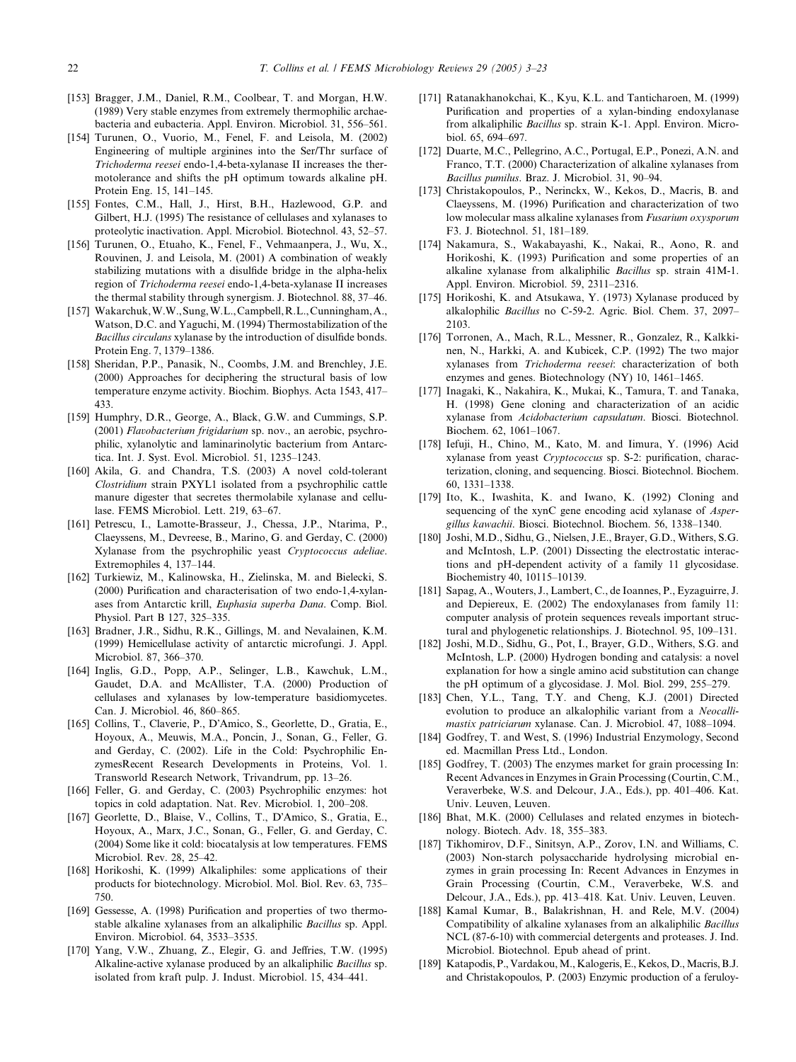[153] Bragger, J.M., Daniel, R.M., Coolbear, T. and Morgan, H.W. (1989) Very stable enzymes from extremely thermophilic archaebacteria and eubacteria. Appl. Environ. Microbiol. 31, 556–561.

[154] Turunen, O., Vuorio, M., Fenel, F. and Leisola, M. (2002) Engineering of multiple arginines into the Ser/Thr surface of *Trichoderma reesei* endo-1,4-beta-xylanase II increases the thermotolerance and shifts the pH optimum towards alkaline pH. Protein Eng. 15, 141–145.

[155] Fontes, C.M., Hall, J., Hirst, B.H., Hazlewood, G.P. and Gilbert, H.J. (1995) The resistance of cellulases and xylanases to proteolytic inactivation. Appl. Microbiol. Biotechnol. 43, 52–57.

[156] Turunen, O., Etuaho, K., Fenel, F., Vehmaanpera, J., Wu, X., Rouvinen, J. and Leisola, M. (2001) A combination of weakly stabilizing mutations with a disulfide bridge in the alpha-helix region of *Trichoderma reesei* endo-1,4-beta-xylanase II increases the thermal stability through synergism. J. Biotechnol. 88, 37–46.

[157] Wakarchuk, W.W., Sung, W.L., Campbell, R.L., Cunningham, A., Watson, D.C. and Yaguchi, M. (1994) Thermostabilization of the *Bacillus circulans* xylanase by the introduction of disulfide bonds. Protein Eng. 7, 1379–1386.

[158] Sheridan, P.P., Panasik, N., Coombs, J.M. and Brenchley, J.E. (2000) Approaches for deciphering the structural basis of low temperature enzyme activity. Biochim. Biophys. Acta 1543, 417–433.

[159] Humphry, D.R., George, A., Black, G.W. and Cummings, S.P. (2001) *Flavobacterium frigidarium* sp. nov., an aerobic, psychrophilic, xylanolytic and laminarinolytic bacterium from Antarctica. Int. J. Syst. Evol. Microbiol. 51, 1235–1243.

[160] Akila, G. and Chandra, T.S. (2003) A novel cold-tolerant *Clostridium* strain PXYL1 isolated from a psychrophilic cattle manure digester that secretes thermolabile xylanase and cellulase. FEMS Microbiol. Lett. 219, 63–67.

[161] Petrescu, I., Lamotte-Brasseur, J., Chessa, J.P., Ntarima, P., Claeyssens, M., Devreese, B., Marino, G. and Gerday, C. (2000) Xylanase from the psychrophilic yeast *Cryptococcus adeliae*. Extremophiles 4, 137–144.

[162] Turkiewiz, M., Kalinowska, H., Zielinska, M. and Bielecki, S. (2000) Purification and characterisation of two endo-1,4-xylanases from Antarctic krill, *Euphasia superba Dana*. Comp. Biol. Physiol. Part B 127, 325–335.

[163] Bradner, J.R., Sidhu, R.K., Gillings, M. and Nevalainen, K.M. (1999) Hemicellulase activity of antarctic microfungi. J. Appl. Microbiol. 87, 366–370.

[164] Inglis, G.D., Popp, A.P., Selinger, L.B., Kawchuk, L.M., Gaudet, D.A. and McAllister, T.A. (2000) Production of cellulases and xylanases by low-temperature basidiomycetes. Can. J. Microbiol. 46, 860–865.

[165] Collins, T., Claverie, P., D'Amico, S., Georlette, D., Gratia, E., Hoyoux, A., Meuwis, M.A., Poncin, J., Sonan, G., Feller, G. and Gerday, C. (2002). Life in the Cold: Psychrophilic EnzymesRecent Research Developments in Proteins, Vol. 1. Transworld Research Network, Trivandrum, pp. 13–26.

[166] Feller, G. and Gerday, C. (2003) Psychrophilic enzymes: hot topics in cold adaptation. Nat. Rev. Microbiol. 1, 200–208.

[167] Georlette, D., Blaise, V., Collins, T., D'Amico, S., Gratia, E., Hoyoux, A., Marx, J.C., Sonan, G., Feller, G. and Gerday, C. (2004) Some like it cold: biocatalysis at low temperatures. FEMS Microbiol. Rev. 28, 25–42.

[168] Horikoshi, K. (1999) Alkaliphiles: some applications of their products for biotechnology. Microbiol. Mol. Biol. Rev. 63, 735–750.

[169] Gessesse, A. (1998) Purification and properties of two thermostable alkaline xylanases from an alkaliphilic *Bacillus* sp. Appl. Environ. Microbiol. 64, 3533–3535.

[170] Yang, V.W., Zhuang, Z., Elegir, G. and Jeffries, T.W. (1995) Alkaline-active xylanase produced by an alkaliphilic *Bacillus* sp. isolated from kraft pulp. J. Indust. Microbiol. 15, 434–441.

[171] Ratanakhanokchai, K., Kyu, K.L. and Tanticharoen, M. (1999) Purification and properties of a xylan-binding endoxylanase from alkaliphilic *Bacillus* sp. strain K-1. Appl. Environ. Microbiol. 65, 694–697.

[172] Duarte, M.C., Pellegrino, A.C., Portugal, E.P., Ponezi, A.N. and Franco, T.T. (2000) Characterization of alkaline xylanases from *Bacillus pumilus*. Braz. J. Microbiol. 31, 90–94.

[173] Christakopoulos, P., Nerinckx, W., Kekos, D., Macris, B. and Claeyssens, M. (1996) Purification and characterization of two low molecular mass alkaline xylanases from *Fusarium oxysporum* F3. J. Biotechnol. 51, 181–189.

[174] Nakamura, S., Wakabayashi, K., Nakai, R., Aono, R. and Horikoshi, K. (1993) Purification and some properties of an alkaline xylanase from alkaliphilic *Bacillus* sp. strain 41M-1. Appl. Environ. Microbiol. 59, 2311–2316.

[175] Horikoshi, K. and Atsukawa, Y. (1973) Xylanase produced by alkalophilic *Bacillus* no C-59-2. Agric. Biol. Chem. 37, 2097–2103.

[176] Torronen, A., Mach, R.L., Messner, R., Gonzalez, R., Kalkkinen, N., Harkki, A. and Kubicek, C.P. (1992) The two major xylanases from *Trichoderma reesei*: characterization of both enzymes and genes. Biotechnology (NY) 10, 1461–1465.

[177] Inagaki, K., Nakahira, K., Mukai, K., Tamura, T. and Tanaka, H. (1998) Gene cloning and characterization of an acidic xylanase from *Acidobacterium capsulatum*. Biosci. Biotechnol. Biochem. 62, 1061–1067.

[178] Iefuji, H., Chino, M., Kato, M. and Iimura, Y. (1996) Acid xylanase from yeast *Cryptococcus* sp. S-2: purification, characterization, cloning, and sequencing. Biosci. Biotechnol. Biochem. 60, 1331–1338.

[179] Ito, K., Iwashita, K. and Iwano, K. (1992) Cloning and sequencing of the xynC gene encoding acid xylanase of *Aspergillus kawachii*. Biosci. Biotechnol. Biochem. 56, 1338–1340.

[180] Joshi, M.D., Sidhu, G., Nielsen, J.E., Brayer, G.D., Withers, S.G. and McIntosh, L.P. (2001) Dissecting the electrostatic interactions and pH-dependent activity of a family 11 glycosidase. Biochemistry 40, 10115–10139.

[181] Sapag, A., Wouters, J., Lambert, C., de Ioannes, P., Eyzaguirre, J. and Depiereux, E. (2002) The endoxylanases from family 11: computer analysis of protein sequences reveals important structural and phylogenetic relationships. J. Biotechnol. 95, 109–131.

[182] Joshi, M.D., Sidhu, G., Pot, I., Brayer, G.D., Withers, S.G. and McIntosh, L.P. (2000) Hydrogen bonding and catalysis: a novel explanation for how a single amino acid substitution can change the pH optimum of a glycosidase. J. Mol. Biol. 299, 255–279.

[183] Chen, Y.L., Tang, T.Y. and Cheng, K.J. (2001) Directed evolution to produce an alkalophilic variant from a *Neocallimastix patriciarum* xylanase. Can. J. Microbiol. 47, 1088–1094.

[184] Godfrey, T. and West, S. (1996) Industrial Enzymology, Second ed. Macmillan Press Ltd., London.

[185] Godfrey, T. (2003) The enzymes market for grain processing In: Recent Advances in Enzymes in Grain Processing (Courtin, C.M., Veraverbeke, W.S. and Delcour, J.A., Eds.), pp. 401–406. Kat. Univ. Leuven, Leuven.

[186] Bhat, M.K. (2000) Cellulases and related enzymes in biotechnology. Biotech. Adv. 18, 355–383.

[187] Tikhomirov, D.F., Sinitsyn, A.P., Zorov, I.N. and Williams, C. (2003) Non-starch polysaccharide hydrolysing microbial enzymes in grain processing In: Recent Advances in Enzymes in Grain Processing (Courtin, C.M., Veraverbeke, W.S. and Delcour, J.A., Eds.), pp. 413–418. Kat. Univ. Leuven, Leuven.

[188] Kamal Kumar, B., Balakrishnan, H. and Rele, M.V. (2004) Compatibility of alkaline xylanases from an alkaliphilic *Bacillus* NCL (87-6-10) with commercial detergents and proteases. J. Ind. Microbiol. Biotechnol. Epub ahead of print.

[189] Katapodis, P., Vardakou, M., Kalogeris, E., Kekos, D., Macris, B.J. and Christakopoulos, P. (2003) Enzymic production of a feruloy-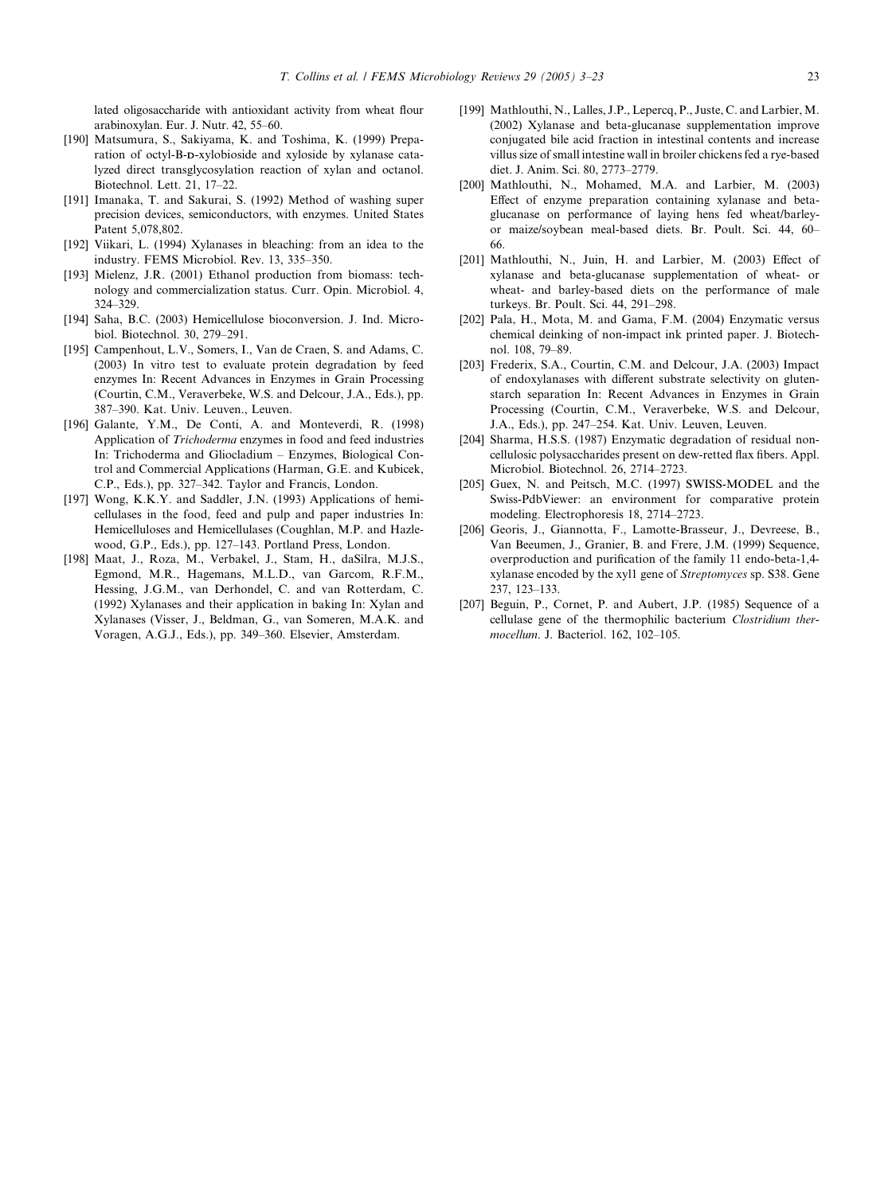lated oligosaccharide with antioxidant activity from wheat flour arabinoxylan. Eur. J. Nutr. 42, 55–60.

[190] Matsumura, S., Sakiyama, K. and Toshima, K. (1999) Preparation of octyl-B-D-xylobioside and xyloside by xylanase catalyzed direct transglycosylation reaction of xylan and octanol. Biotechnol. Lett. 21, 17–22.

[191] Imanaka, T. and Sakurai, S. (1992) Method of washing super precision devices, semiconductors, with enzymes. United States Patent 5,078,802.

[192] Viikari, L. (1994) Xylanases in bleaching: from an idea to the industry. FEMS Microbiol. Rev. 13, 335–350.

[193] Mielenz, J.R. (2001) Ethanol production from biomass: technology and commercialization status. Curr. Opin. Microbiol. 4, 324–329.

[194] Saha, B.C. (2003) Hemicellulose bioconversion. J. Ind. Microbiol. Biotechnol. 30, 279–291.

[195] Campenhout, L.V., Somers, I., Van de Craen, S. and Adams, C. (2003) In vitro test to evaluate protein degradation by feed enzymes In: Recent Advances in Enzymes in Grain Processing (Courtin, C.M., Veraverbeke, W.S. and Delcour, J.A., Eds.), pp. 387–390. Kat. Univ. Leuven., Leuven.

[196] Galante, Y.M., De Conti, A. and Monteverdi, R. (1998) Application of *Trichoderma* enzymes in food and feed industries In: Trichoderma and Gliocladium – Enzymes, Biological Control and Commercial Applications (Harman, G.E. and Kubicek, C.P., Eds.), pp. 327–342. Taylor and Francis, London.

[197] Wong, K.K.Y. and Saddler, J.N. (1993) Applications of hemicellulases in the food, feed and pulp and paper industries In: Hemicelluloses and Hemicellulases (Coughlan, M.P. and Hazlewood, G.P., Eds.), pp. 127–143. Portland Press, London.

[198] Maat, J., Roza, M., Verbakel, J., Stam, H., daSilra, M.J.S., Egmond, M.R., Hagemans, M.L.D., van Garcom, R.F.M., Hessing, J.G.M., van Derhondel, C. and van Rotterdam, C. (1992) Xylanases and their application in baking In: Xylan and Xylanases (Visser, J., Beldman, G., van Someren, M.A.K. and Voragen, A.G.J., Eds.), pp. 349–360. Elsevier, Amsterdam.

[199] Mathlouthi, N., Lalles, J.P., Lepercq, P., Juste, C. and Larbier, M. (2002) Xylanase and beta-glucanase supplementation improve conjugated bile acid fraction in intestinal contents and increase villus size of small intestine wall in broiler chickens fed a rye-based diet. J. Anim. Sci. 80, 2773–2779.

[200] Mathlouthi, N., Mohamed, M.A. and Larbier, M. (2003) Effect of enzyme preparation containing xylanase and beta-glucanase on performance of laying hens fed wheat/barley- or maize/soybean meal-based diets. Br. Poult. Sci. 44, 60–66.

[201] Mathlouthi, N., Juin, H. and Larbier, M. (2003) Effect of xylanase and beta-glucanase supplementation of wheat- or wheat- and barley-based diets on the performance of male turkeys. Br. Poult. Sci. 44, 291–298.

[202] Pala, H., Mota, M. and Gama, F.M. (2004) Enzymatic versus chemical deinking of non-impact ink printed paper. J. Biotechnol. 108, 79–89.

[203] Frederix, S.A., Courtin, C.M. and Delcour, J.A. (2003) Impact of endoxylanases with different substrate selectivity on gluten-starch separation In: Recent Advances in Enzymes in Grain Processing (Courtin, C.M., Veraverbeke, W.S. and Delcour, J.A., Eds.), pp. 247–254. Kat. Univ. Leuven, Leuven.

[204] Sharma, H.S.S. (1987) Enzymatic degradation of residual non-cellulosic polysaccharides present on dew-retted flax fibers. Appl. Microbiol. Biotechnol. 26, 2714–2723.

[205] Guex, N. and Peitsch, M.C. (1997) SWISS-MODEL and the Swiss-PdbViewer: an environment for comparative protein modeling. Electrophoresis 18, 2714–2723.

[206] Georis, J., Giannotta, F., Lamotte-Brasseur, J., Devreese, B., Van Beeumen, J., Granier, B. and Frere, J.M. (1999) Sequence, overproduction and purification of the family 11 endo-beta-1,4-xylanase encoded by the xyl1 gene of *Streptomyces* sp. S38. Gene 237, 123–133.

[207] Beguin, P., Cornet, P. and Aubert, J.P. (1985) Sequence of a cellulase gene of the thermophilic bacterium *Clostridium thermocellum*. J. Bacteriol. 162, 102–105.